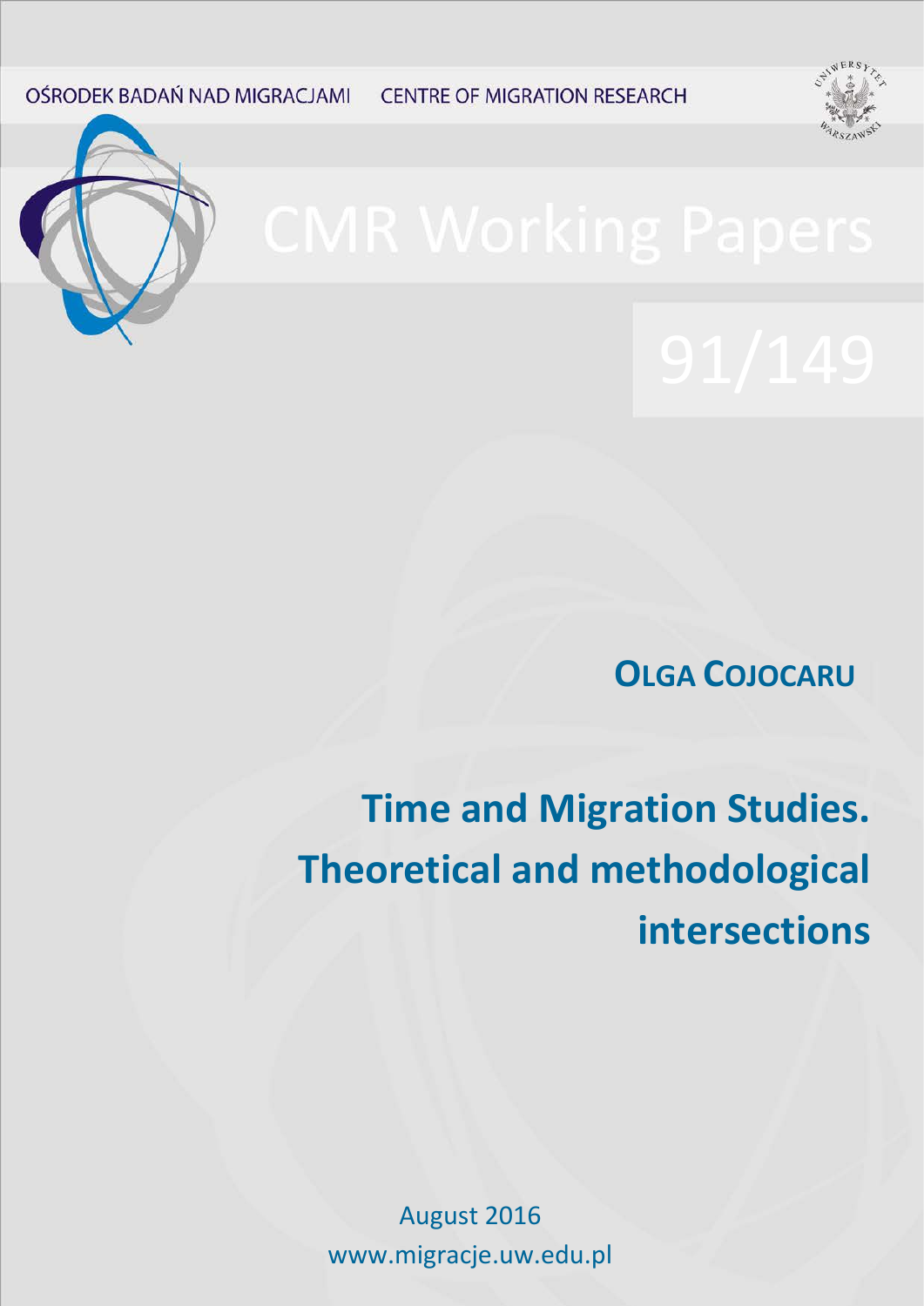OŚRODEK BADAŃ NAD MIGRACJAMI CENTRE OF MIGRATION RESEARCH

# CMR Working Papers

91/149

**OLGA COJOCARU**

# Time and Migration Studies. Theoretical and methodological intersections

August 2016

www.migracje.uw.edu.pl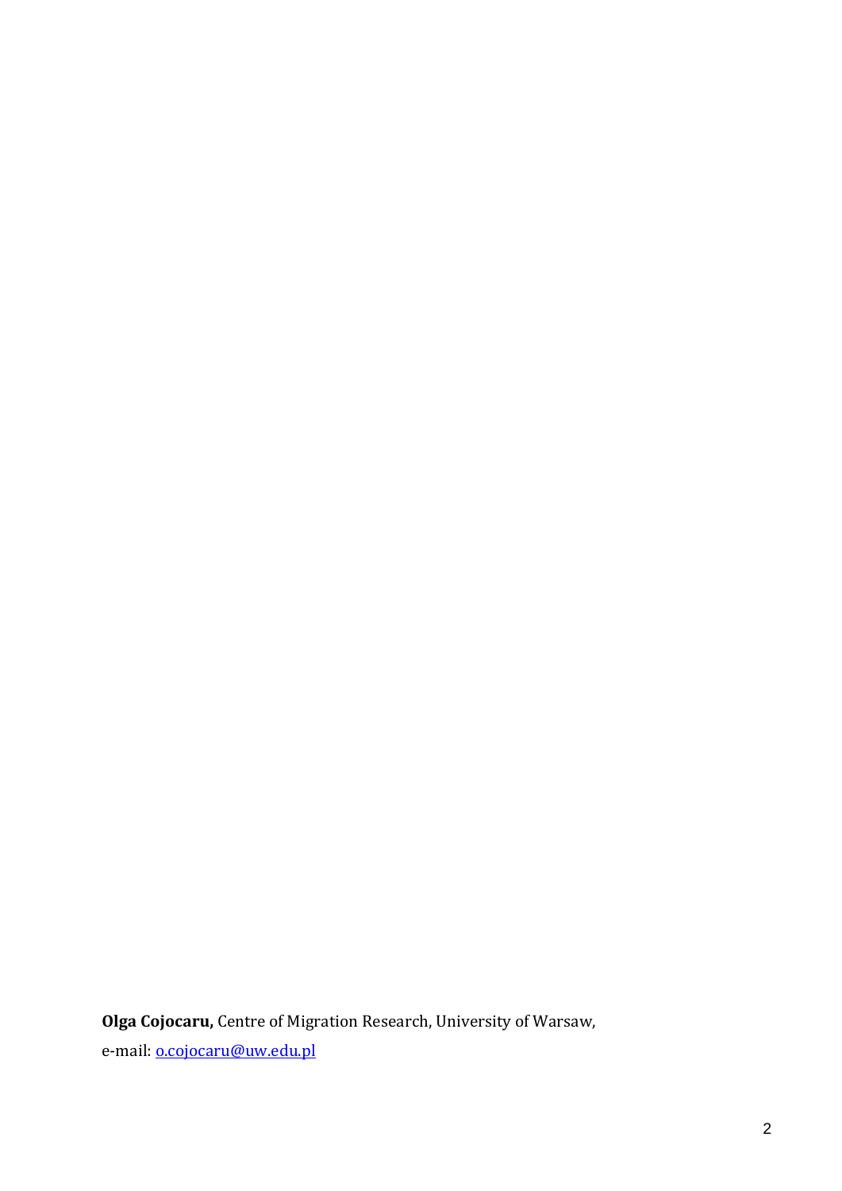**Olga Cojocaru,** Centre of Migration Research, University of Warsaw,

e-mail: [o.cojocaru@uw.edu.pl](mailto:o.cojocaru@uw.edu.pl)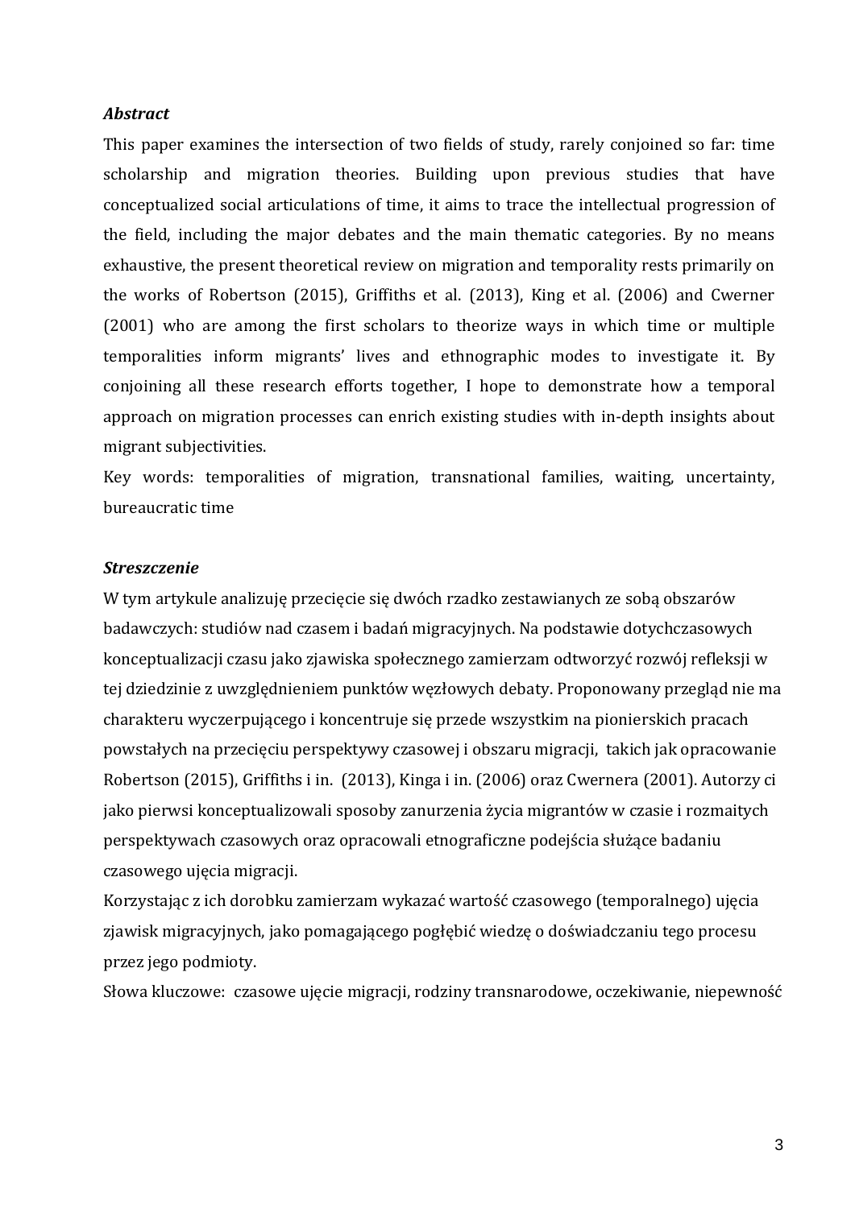***Abstract***

This paper examines the intersection of two fields of study, rarely conjoined so far: time scholarship and migration theories. Building upon previous studies that have conceptualized social articulations of time, it aims to trace the intellectual progression of the field, including the major debates and the main thematic categories. By no means exhaustive, the present theoretical review on migration and temporality rests primarily on the works of Robertson (2015), Griffiths et al. (2013), King et al. (2006) and Cwerner (2001) who are among the first scholars to theorize ways in which time or multiple temporalities inform migrants' lives and ethnographic modes to investigate it. By conjoining all these research efforts together, I hope to demonstrate how a temporal approach on migration processes can enrich existing studies with in-depth insights about migrant subjectivities.

Key words: temporalities of migration, transnational families, waiting, uncertainty, bureaucratic time

***Streszczenie***

W tym artykule analizuję przecięcie się dwóch rzadko zestawianych ze sobą obszarów badawczych: studiów nad czasem i badań migracyjnych. Na podstawie dotychczasowych konceptualizacji czasu jako zjawiska społecznego zamierzam odtworzyć rozwój refleksji w tej dziedzinie z uwzględnieniem punktów węzłowych debaty. Proponowany przegląd nie ma charakteru wyczerpującego i koncentruje się przede wszystkim na pionierskich pracach powstałych na przecięciu perspektywy czasowej i obszaru migracji, takich jak opracowanie Robertson (2015), Griffiths i in. (2013), Kinga i in. (2006) oraz Cwernera (2001). Autorzy ci jako pierwsi konceptualizowali sposoby zanurzenia życia migrantów w czasie i rozmaitych perspektywach czasowych oraz opracowali etnograficzne podejścia służące badaniu czasowego ujęcia migracji.

Korzystając z ich dorobku zamierzam wykazać wartość czasowego (temporalnego) ujęcia zjawisk migracyjnych, jako pomagającego pogłębić wiedzę o doświadczaniu tego procesu przez jego podmioty.

Słowa kluczowe: czasowe ujęcie migracji, rodziny transnarodowe, oczekiwanie, niepewność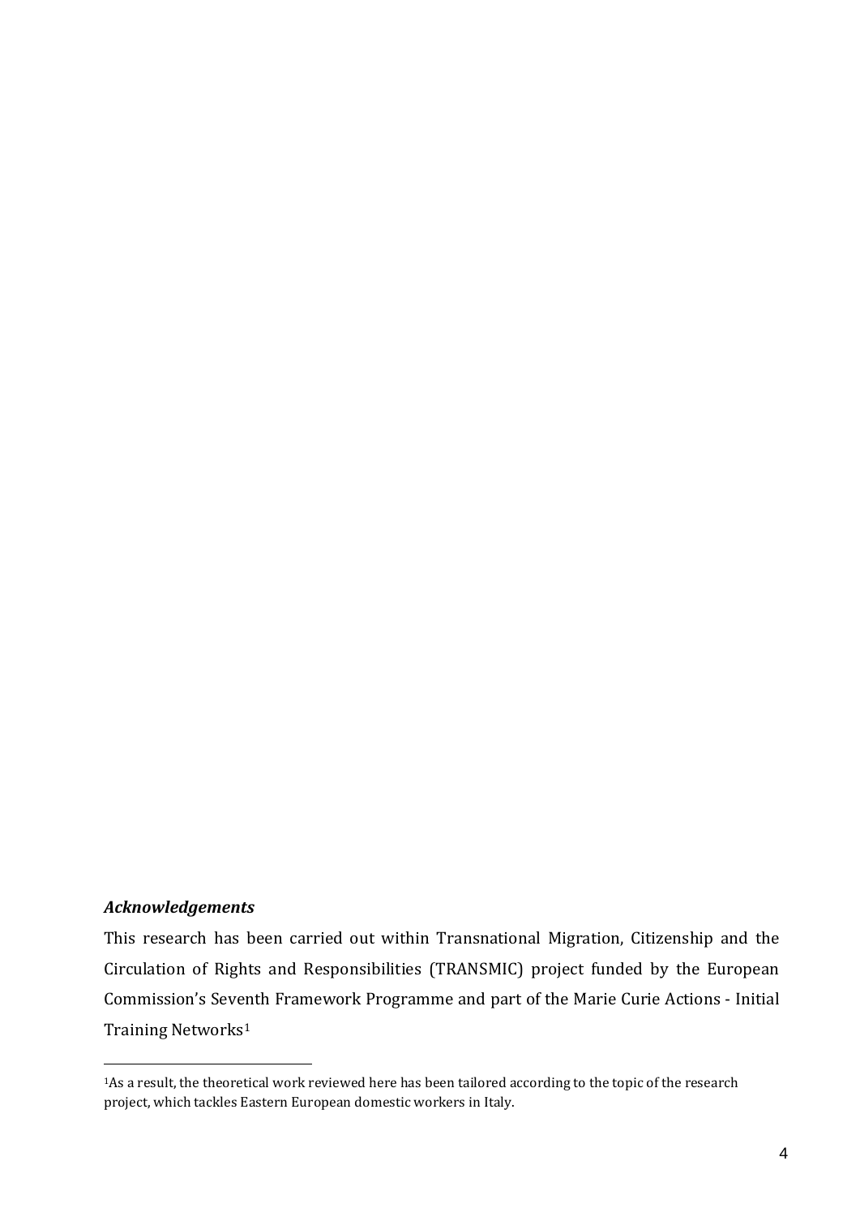***Acknowledgements***

This research has been carried out within Transnational Migration, Citizenship and the Circulation of Rights and Responsibilities (TRANSMIC) project funded by the European Commission's Seventh Framework Programme and part of the Marie Curie Actions - Initial Training Networks[1]

[1]As a result, the theoretical work reviewed here has been tailored according to the topic of the research project, which tackles Eastern European domestic workers in Italy.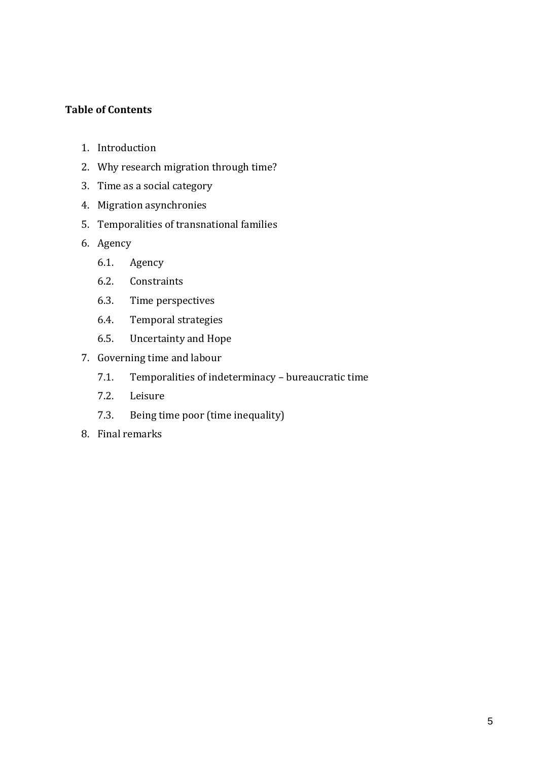**Table of Contents**

1. Introduction
2. Why research migration through time?
3. Time as a social category
4. Migration asynchronies
5. Temporalities of transnational families
6. Agency
    - 6.1. Agency
    - 6.2. Constraints
    - 6.3. Time perspectives
    - 6.4. Temporal strategies
    - 6.5. Uncertainty and Hope
7. Governing time and labour
    - 7.1. Temporalities of indeterminacy – bureaucratic time
    - 7.2. Leisure
    - 7.3. Being time poor (time inequality)
8. Final remarks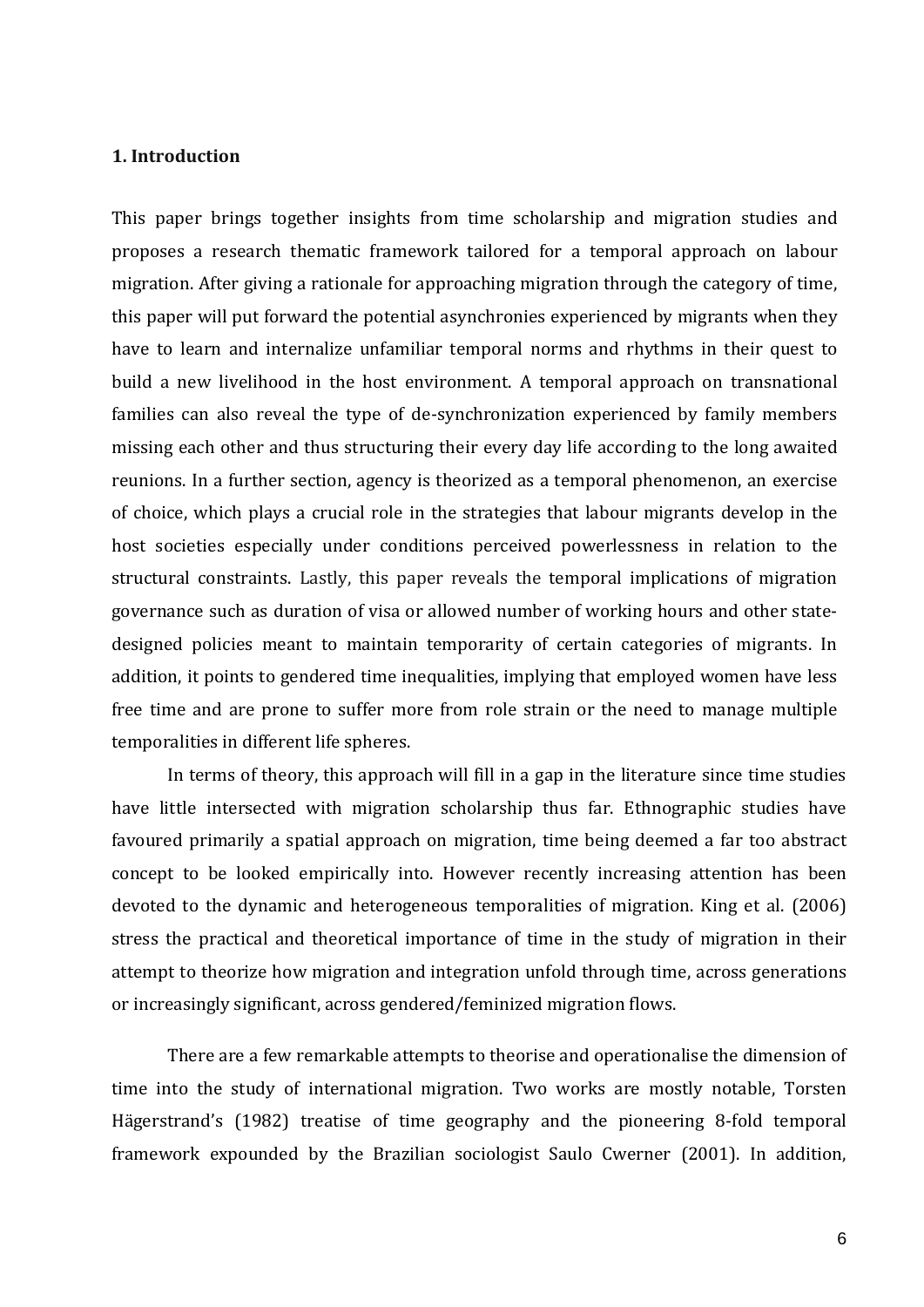## 1. Introduction

This paper brings together insights from time scholarship and migration studies and proposes a research thematic framework tailored for a temporal approach on labour migration. After giving a rationale for approaching migration through the category of time, this paper will put forward the potential asynchronies experienced by migrants when they have to learn and internalize unfamiliar temporal norms and rhythms in their quest to build a new livelihood in the host environment. A temporal approach on transnational families can also reveal the type of de-synchronization experienced by family members missing each other and thus structuring their every day life according to the long awaited reunions. In a further section, agency is theorized as a temporal phenomenon, an exercise of choice, which plays a crucial role in the strategies that labour migrants develop in the host societies especially under conditions perceived powerlessness in relation to the structural constraints. Lastly, this paper reveals the temporal implications of migration governance such as duration of visa or allowed number of working hours and other state-designed policies meant to maintain temporarity of certain categories of migrants. In addition, it points to gendered time inequalities, implying that employed women have less free time and are prone to suffer more from role strain or the need to manage multiple temporalities in different life spheres.

In terms of theory, this approach will fill in a gap in the literature since time studies have little intersected with migration scholarship thus far. Ethnographic studies have favoured primarily a spatial approach on migration, time being deemed a far too abstract concept to be looked empirically into. However recently increasing attention has been devoted to the dynamic and heterogeneous temporalities of migration. King et al. (2006) stress the practical and theoretical importance of time in the study of migration in their attempt to theorize how migration and integration unfold through time, across generations or increasingly significant, across gendered/feminized migration flows.

There are a few remarkable attempts to theorise and operationalise the dimension of time into the study of international migration. Two works are mostly notable, Torsten Hägerstrand's (1982) treatise of time geography and the pioneering 8-fold temporal framework expounded by the Brazilian sociologist Saulo Cwerner (2001). In addition,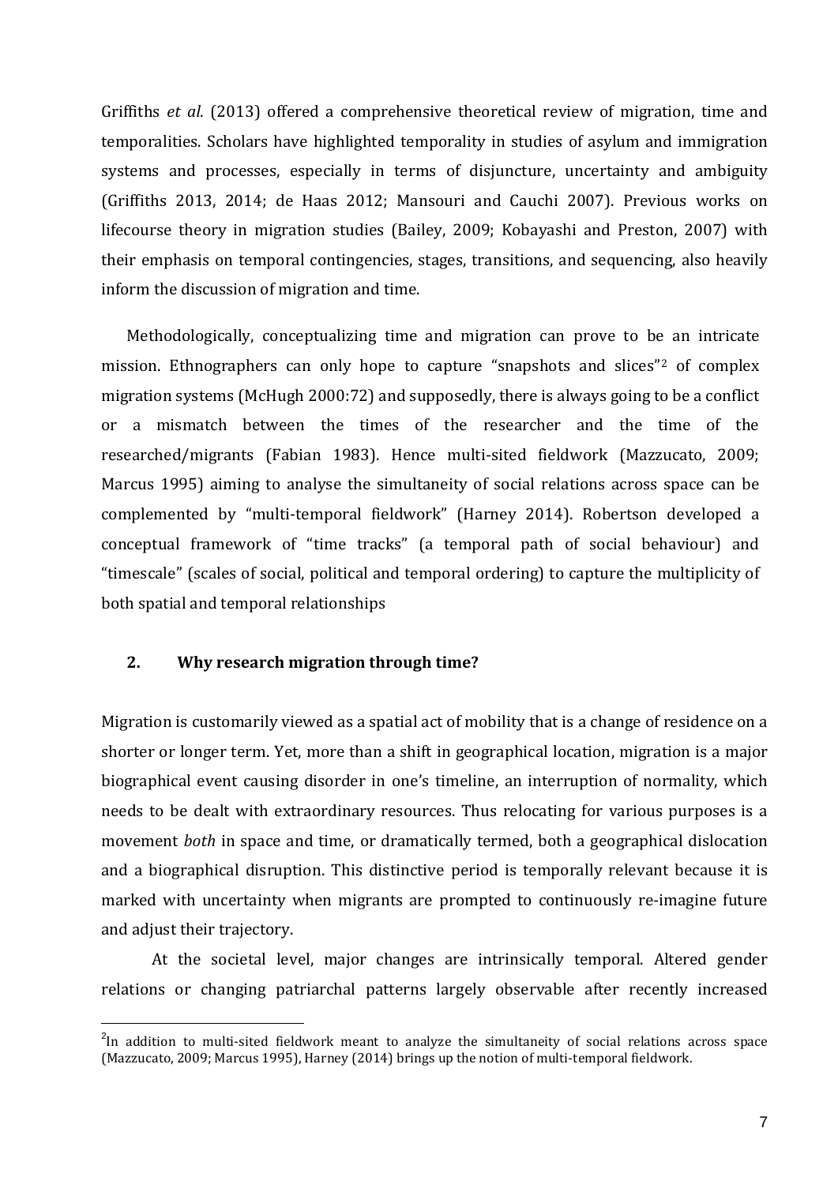Griffiths *et al.* (2013) offered a comprehensive theoretical review of migration, time and temporalities. Scholars have highlighted temporality in studies of asylum and immigration systems and processes, especially in terms of disjuncture, uncertainty and ambiguity (Griffiths 2013, 2014; de Haas 2012; Mansouri and Cauchi 2007). Previous works on lifecourse theory in migration studies (Bailey, 2009; Kobayashi and Preston, 2007) with their emphasis on temporal contingencies, stages, transitions, and sequencing, also heavily inform the discussion of migration and time.

Methodologically, conceptualizing time and migration can prove to be an intricate mission. Ethnographers can only hope to capture "snapshots and slices"[2] of complex migration systems (McHugh 2000:72) and supposedly, there is always going to be a conflict or a mismatch between the times of the researcher and the time of the researched/migrants (Fabian 1983). Hence multi-sited fieldwork (Mazzucato, 2009; Marcus 1995) aiming to analyse the simultaneity of social relations across space can be complemented by "multi-temporal fieldwork" (Harney 2014). Robertson developed a conceptual framework of "time tracks" (a temporal path of social behaviour) and "timescale" (scales of social, political and temporal ordering) to capture the multiplicity of both spatial and temporal relationships

## 2. Why research migration through time?

Migration is customarily viewed as a spatial act of mobility that is a change of residence on a shorter or longer term. Yet, more than a shift in geographical location, migration is a major biographical event causing disorder in one's timeline, an interruption of normality, which needs to be dealt with extraordinary resources. Thus relocating for various purposes is a movement *both* in space and time, or dramatically termed, both a geographical dislocation and a biographical disruption. This distinctive period is temporally relevant because it is marked with uncertainty when migrants are prompted to continuously re-imagine future and adjust their trajectory.

At the societal level, major changes are intrinsically temporal. Altered gender relations or changing patriarchal patterns largely observable after recently increased

[2] In addition to multi-sited fieldwork meant to analyze the simultaneity of social relations across space (Mazzucato, 2009; Marcus 1995), Harney (2014) brings up the notion of multi-temporal fieldwork.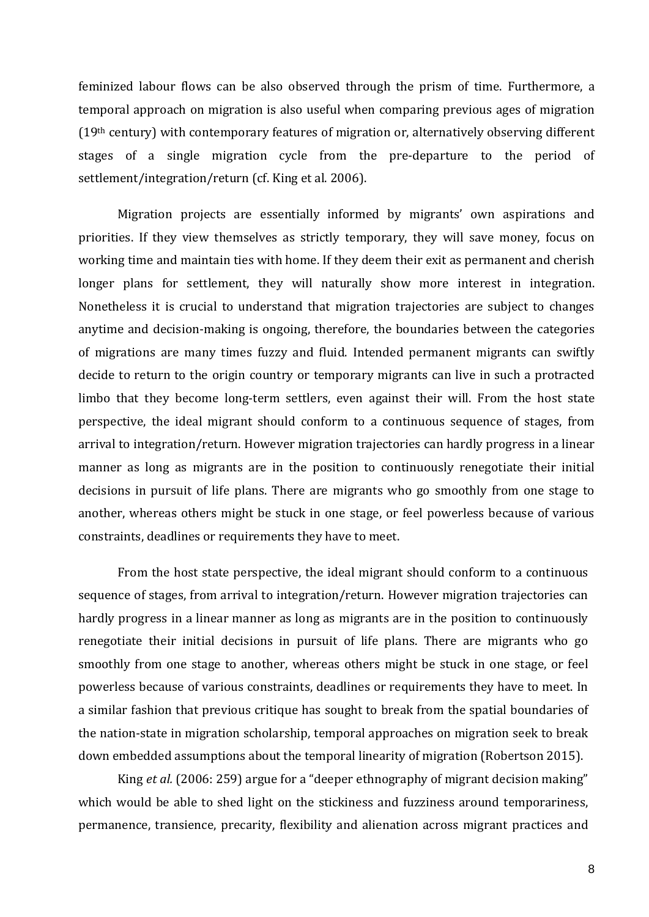feminized labour flows can be also observed through the prism of time. Furthermore, a temporal approach on migration is also useful when comparing previous ages of migration (19th century) with contemporary features of migration or, alternatively observing different stages of a single migration cycle from the pre-departure to the period of settlement/integration/return (cf. King et al. 2006).

Migration projects are essentially informed by migrants' own aspirations and priorities. If they view themselves as strictly temporary, they will save money, focus on working time and maintain ties with home. If they deem their exit as permanent and cherish longer plans for settlement, they will naturally show more interest in integration. Nonetheless it is crucial to understand that migration trajectories are subject to changes anytime and decision-making is ongoing, therefore, the boundaries between the categories of migrations are many times fuzzy and fluid. Intended permanent migrants can swiftly decide to return to the origin country or temporary migrants can live in such a protracted limbo that they become long-term settlers, even against their will. From the host state perspective, the ideal migrant should conform to a continuous sequence of stages, from arrival to integration/return. However migration trajectories can hardly progress in a linear manner as long as migrants are in the position to continuously renegotiate their initial decisions in pursuit of life plans. There are migrants who go smoothly from one stage to another, whereas others might be stuck in one stage, or feel powerless because of various constraints, deadlines or requirements they have to meet.

From the host state perspective, the ideal migrant should conform to a continuous sequence of stages, from arrival to integration/return. However migration trajectories can hardly progress in a linear manner as long as migrants are in the position to continuously renegotiate their initial decisions in pursuit of life plans. There are migrants who go smoothly from one stage to another, whereas others might be stuck in one stage, or feel powerless because of various constraints, deadlines or requirements they have to meet. In a similar fashion that previous critique has sought to break from the spatial boundaries of the nation-state in migration scholarship, temporal approaches on migration seek to break down embedded assumptions about the temporal linearity of migration (Robertson 2015).

King *et al.* (2006: 259) argue for a "deeper ethnography of migrant decision making" which would be able to shed light on the stickiness and fuzziness around temporariness, permanence, transience, precarity, flexibility and alienation across migrant practices and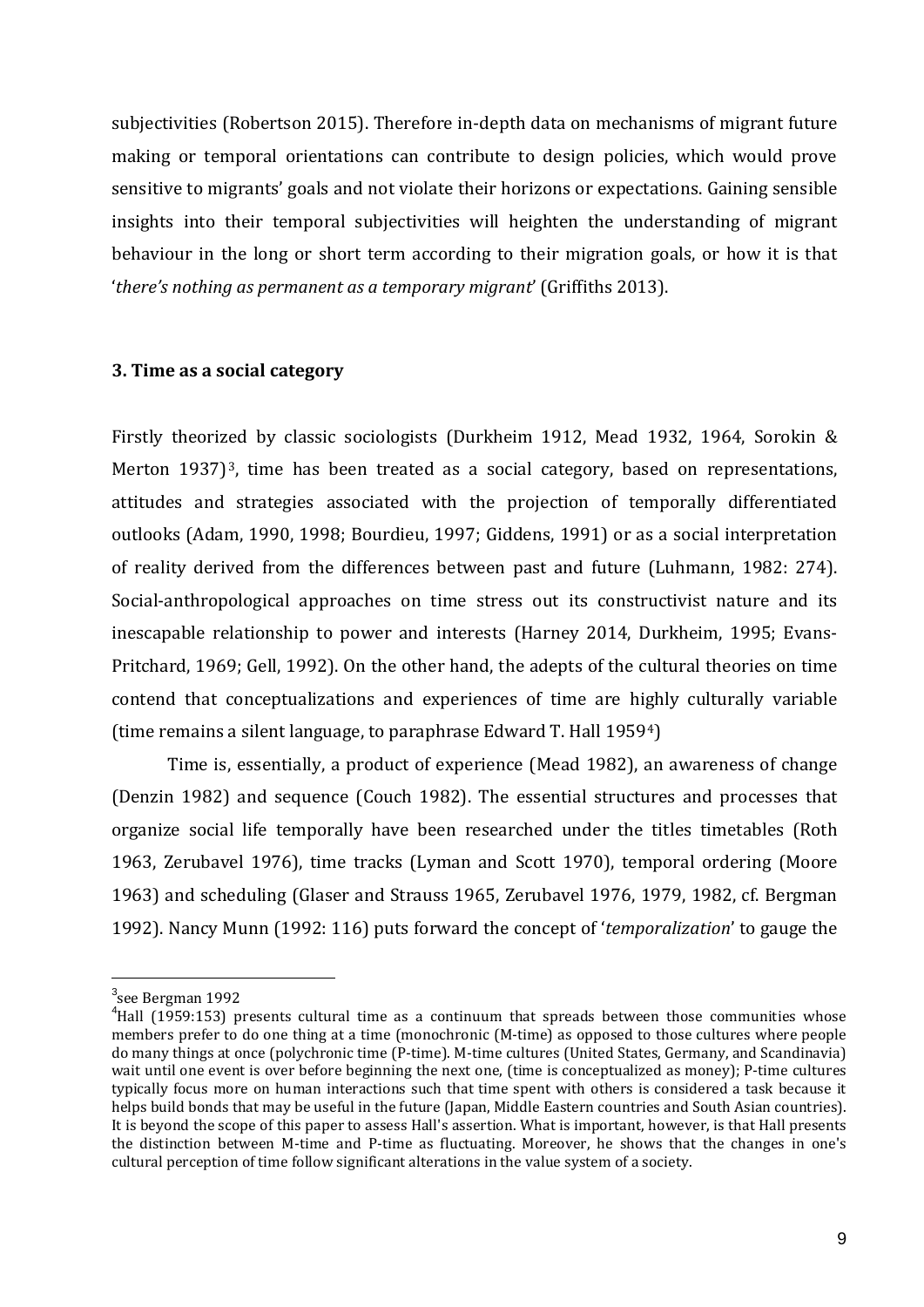subjectivities (Robertson 2015). Therefore in-depth data on mechanisms of migrant future making or temporal orientations can contribute to design policies, which would prove sensitive to migrants' goals and not violate their horizons or expectations. Gaining sensible insights into their temporal subjectivities will heighten the understanding of migrant behaviour in the long or short term according to their migration goals, or how it is that '*there's nothing as permanent as a temporary migrant*' (Griffiths 2013).

### 3. Time as a social category

Firstly theorized by classic sociologists (Durkheim 1912, Mead 1932, 1964, Sorokin & Merton 1937)[3], time has been treated as a social category, based on representations, attitudes and strategies associated with the projection of temporally differentiated outlooks (Adam, 1990, 1998; Bourdieu, 1997; Giddens, 1991) or as a social interpretation of reality derived from the differences between past and future (Luhmann, 1982: 274). Social-anthropological approaches on time stress out its constructivist nature and its inescapable relationship to power and interests (Harney 2014, Durkheim, 1995; Evans-Pritchard, 1969; Gell, 1992). On the other hand, the adepts of the cultural theories on time contend that conceptualizations and experiences of time are highly culturally variable (time remains a silent language, to paraphrase Edward T. Hall 1959[4])

Time is, essentially, a product of experience (Mead 1982), an awareness of change (Denzin 1982) and sequence (Couch 1982). The essential structures and processes that organize social life temporally have been researched under the titles timetables (Roth 1963, Zerubavel 1976), time tracks (Lyman and Scott 1970), temporal ordering (Moore 1963) and scheduling (Glaser and Strauss 1965, Zerubavel 1976, 1979, 1982, cf. Bergman 1992). Nancy Munn (1992: 116) puts forward the concept of '*temporalization*' to gauge the

---

[3] see Bergman 1992

[4] Hall (1959:153) presents cultural time as a continuum that spreads between those communities whose members prefer to do one thing at a time (monochronic (M-time) as opposed to those cultures where people do many things at once (polychronic time (P-time). M-time cultures (United States, Germany, and Scandinavia) wait until one event is over before beginning the next one, (time is conceptualized as money); P-time cultures typically focus more on human interactions such that time spent with others is considered a task because it helps build bonds that may be useful in the future (Japan, Middle Eastern countries and South Asian countries). It is beyond the scope of this paper to assess Hall's assertion. What is important, however, is that Hall presents the distinction between M-time and P-time as fluctuating. Moreover, he shows that the changes in one's cultural perception of time follow significant alterations in the value system of a society.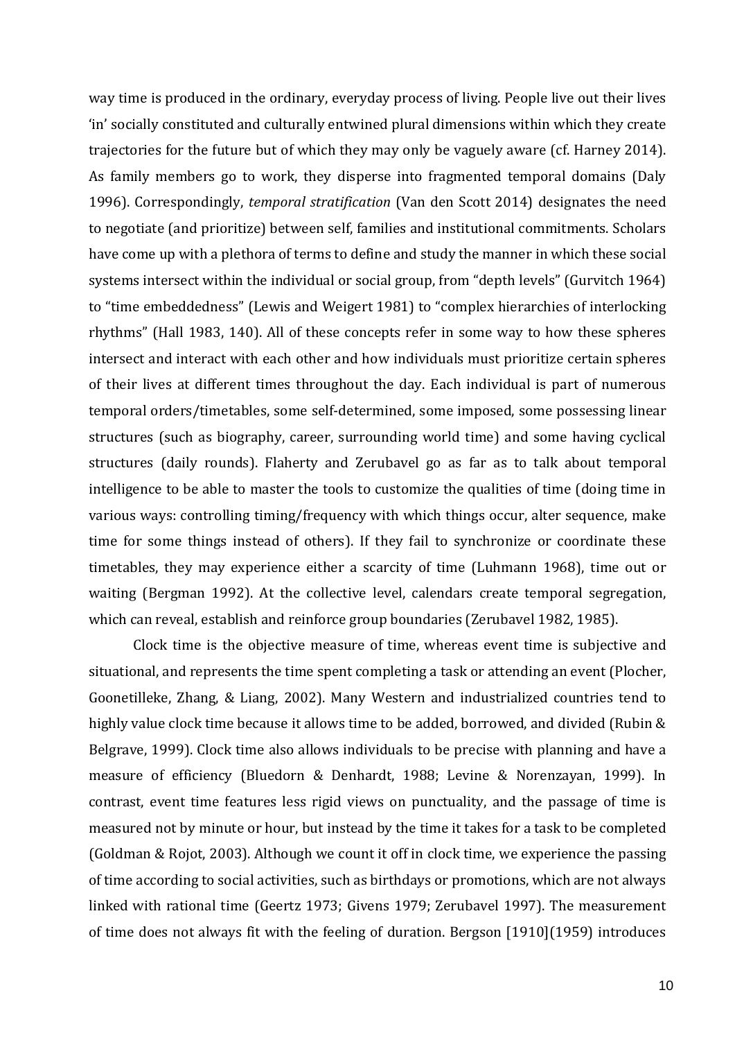way time is produced in the ordinary, everyday process of living. People live out their lives 'in' socially constituted and culturally entwined plural dimensions within which they create trajectories for the future but of which they may only be vaguely aware (cf. Harney 2014). As family members go to work, they disperse into fragmented temporal domains (Daly 1996). Correspondingly, *temporal stratification* (Van den Scott 2014) designates the need to negotiate (and prioritize) between self, families and institutional commitments. Scholars have come up with a plethora of terms to define and study the manner in which these social systems intersect within the individual or social group, from "depth levels" (Gurvitch 1964) to "time embeddedness" (Lewis and Weigert 1981) to "complex hierarchies of interlocking rhythms" (Hall 1983, 140). All of these concepts refer in some way to how these spheres intersect and interact with each other and how individuals must prioritize certain spheres of their lives at different times throughout the day. Each individual is part of numerous temporal orders/timetables, some self-determined, some imposed, some possessing linear structures (such as biography, career, surrounding world time) and some having cyclical structures (daily rounds). Flaherty and Zerubavel go as far as to talk about temporal intelligence to be able to master the tools to customize the qualities of time (doing time in various ways: controlling timing/frequency with which things occur, alter sequence, make time for some things instead of others). If they fail to synchronize or coordinate these timetables, they may experience either a scarcity of time (Luhmann 1968), time out or waiting (Bergman 1992). At the collective level, calendars create temporal segregation, which can reveal, establish and reinforce group boundaries (Zerubavel 1982, 1985).

Clock time is the objective measure of time, whereas event time is subjective and situational, and represents the time spent completing a task or attending an event (Plocher, Goonetilleke, Zhang, & Liang, 2002). Many Western and industrialized countries tend to highly value clock time because it allows time to be added, borrowed, and divided (Rubin & Belgrave, 1999). Clock time also allows individuals to be precise with planning and have a measure of efficiency (Bluedorn & Denhardt, 1988; Levine & Norenzayan, 1999). In contrast, event time features less rigid views on punctuality, and the passage of time is measured not by minute or hour, but instead by the time it takes for a task to be completed (Goldman & Rojot, 2003). Although we count it off in clock time, we experience the passing of time according to social activities, such as birthdays or promotions, which are not always linked with rational time (Geertz 1973; Givens 1979; Zerubavel 1997). The measurement of time does not always fit with the feeling of duration. Bergson [1910](1959) introduces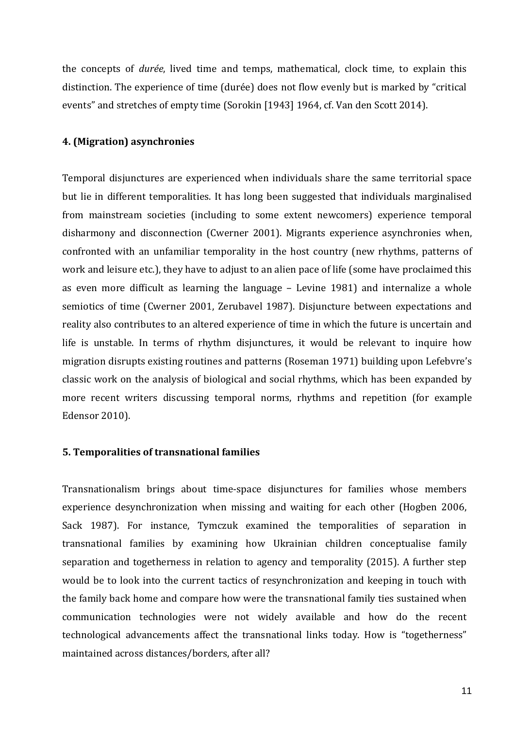the concepts of *durée*, lived time and temps, mathematical, clock time, to explain this distinction. The experience of time (durée) does not flow evenly but is marked by "critical events" and stretches of empty time (Sorokin [1943] 1964, cf. Van den Scott 2014).

### 4. (Migration) asynchronies

Temporal disjunctures are experienced when individuals share the same territorial space but lie in different temporalities. It has long been suggested that individuals marginalised from mainstream societies (including to some extent newcomers) experience temporal disharmony and disconnection (Cwerner 2001). Migrants experience asynchronies when, confronted with an unfamiliar temporality in the host country (new rhythms, patterns of work and leisure etc.), they have to adjust to an alien pace of life (some have proclaimed this as even more difficult as learning the language – Levine 1981) and internalize a whole semiotics of time (Cwerner 2001, Zerubavel 1987). Disjuncture between expectations and reality also contributes to an altered experience of time in which the future is uncertain and life is unstable. In terms of rhythm disjunctures, it would be relevant to inquire how migration disrupts existing routines and patterns (Roseman 1971) building upon Lefebvre's classic work on the analysis of biological and social rhythms, which has been expanded by more recent writers discussing temporal norms, rhythms and repetition (for example Edensor 2010).

### 5. Temporalities of transnational families

Transnationalism brings about time-space disjunctures for families whose members experience desynchronization when missing and waiting for each other (Hogben 2006, Sack 1987). For instance, Tymczuk examined the temporalities of separation in transnational families by examining how Ukrainian children conceptualise family separation and togetherness in relation to agency and temporality (2015). A further step would be to look into the current tactics of resynchronization and keeping in touch with the family back home and compare how were the transnational family ties sustained when communication technologies were not widely available and how do the recent technological advancements affect the transnational links today. How is "togetherness" maintained across distances/borders, after all?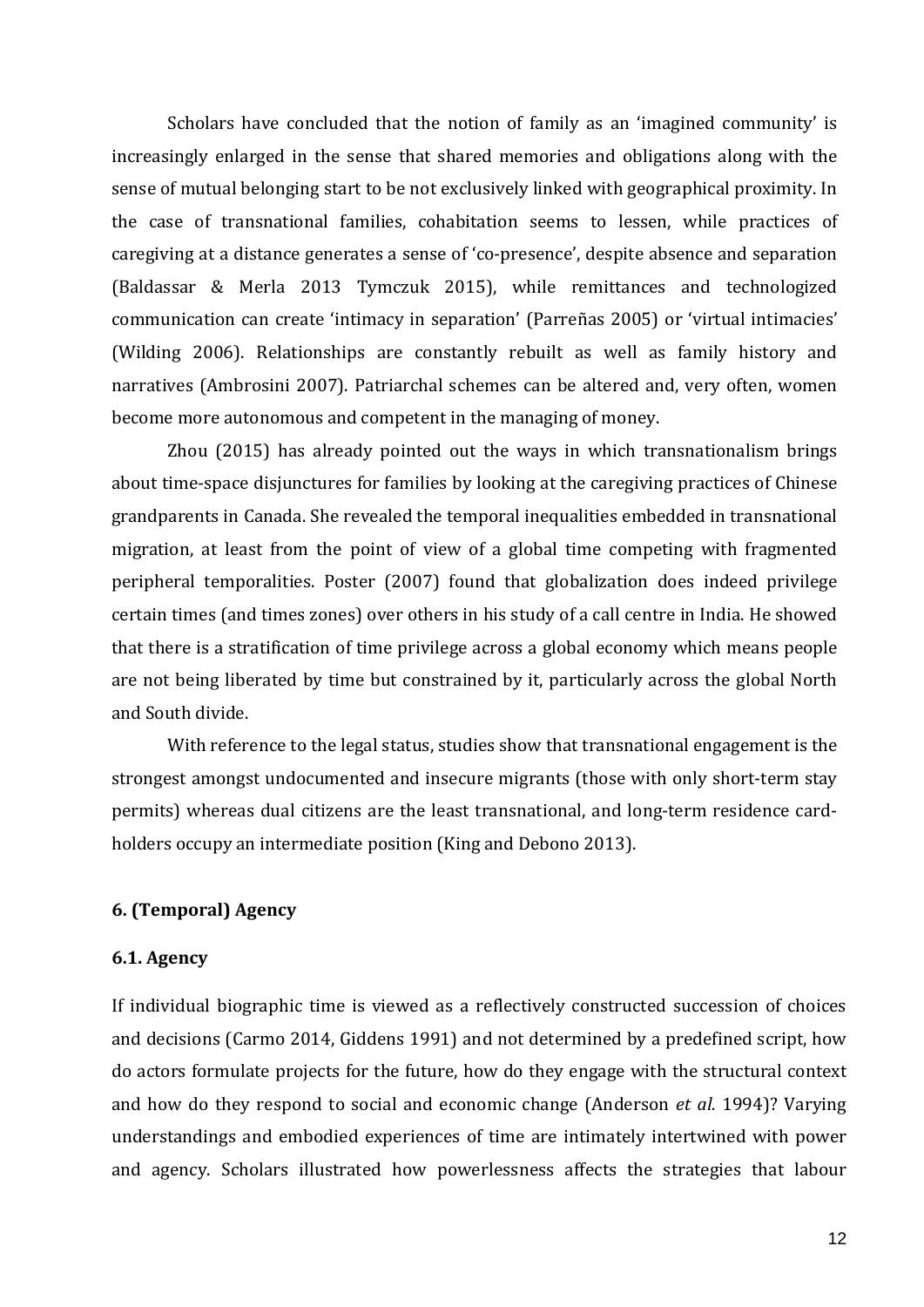Scholars have concluded that the notion of family as an 'imagined community' is increasingly enlarged in the sense that shared memories and obligations along with the sense of mutual belonging start to be not exclusively linked with geographical proximity. In the case of transnational families, cohabitation seems to lessen, while practices of caregiving at a distance generates a sense of 'co-presence', despite absence and separation (Baldassar & Merla 2013 Tymczuk 2015), while remittances and technologized communication can create 'intimacy in separation' (Parreñas 2005) or 'virtual intimacies' (Wilding 2006). Relationships are constantly rebuilt as well as family history and narratives (Ambrosini 2007). Patriarchal schemes can be altered and, very often, women become more autonomous and competent in the managing of money.

Zhou (2015) has already pointed out the ways in which transnationalism brings about time-space disjunctures for families by looking at the caregiving practices of Chinese grandparents in Canada. She revealed the temporal inequalities embedded in transnational migration, at least from the point of view of a global time competing with fragmented peripheral temporalities. Poster (2007) found that globalization does indeed privilege certain times (and times zones) over others in his study of a call centre in India. He showed that there is a stratification of time privilege across a global economy which means people are not being liberated by time but constrained by it, particularly across the global North and South divide.

With reference to the legal status, studies show that transnational engagement is the strongest amongst undocumented and insecure migrants (those with only short-term stay permits) whereas dual citizens are the least transnational, and long-term residence card-holders occupy an intermediate position (King and Debono 2013).

## 6. (Temporal) Agency

### 6.1. Agency

If individual biographic time is viewed as a reflectively constructed succession of choices and decisions (Carmo 2014, Giddens 1991) and not determined by a predefined script, how do actors formulate projects for the future, how do they engage with the structural context and how do they respond to social and economic change (Anderson *et al.* 1994)? Varying understandings and embodied experiences of time are intimately intertwined with power and agency. Scholars illustrated how powerlessness affects the strategies that labour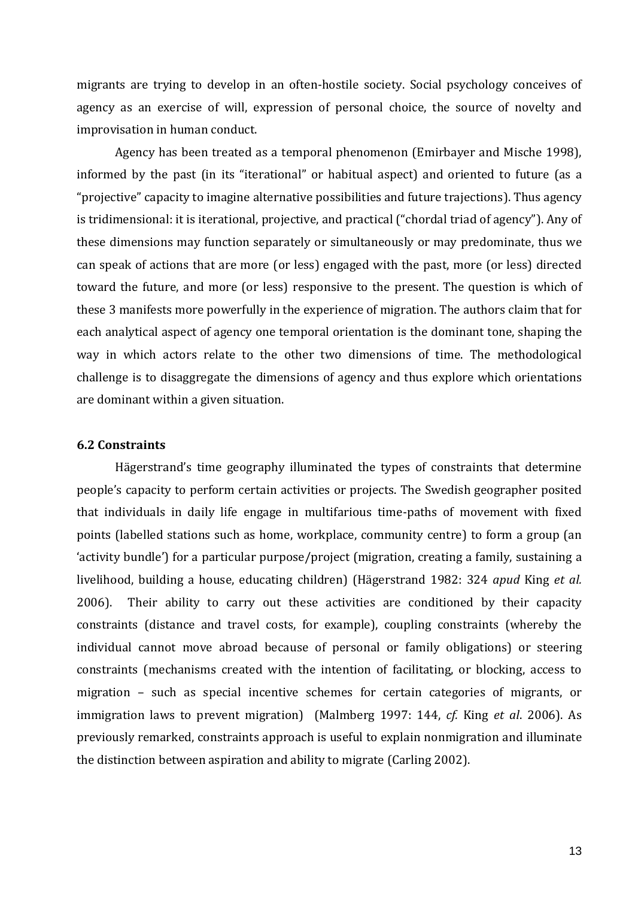migrants are trying to develop in an often-hostile society. Social psychology conceives of agency as an exercise of will, expression of personal choice, the source of novelty and improvisation in human conduct.

Agency has been treated as a temporal phenomenon (Emirbayer and Mische 1998), informed by the past (in its "iterational" or habitual aspect) and oriented to future (as a "projective" capacity to imagine alternative possibilities and future trajections). Thus agency is tridimensional: it is iterational, projective, and practical ("chordal triad of agency"). Any of these dimensions may function separately or simultaneously or may predominate, thus we can speak of actions that are more (or less) engaged with the past, more (or less) directed toward the future, and more (or less) responsive to the present. The question is which of these 3 manifests more powerfully in the experience of migration. The authors claim that for each analytical aspect of agency one temporal orientation is the dominant tone, shaping the way in which actors relate to the other two dimensions of time. The methodological challenge is to disaggregate the dimensions of agency and thus explore which orientations are dominant within a given situation.

### 6.2 Constraints

Hägerstrand's time geography illuminated the types of constraints that determine people's capacity to perform certain activities or projects. The Swedish geographer posited that individuals in daily life engage in multifarious time-paths of movement with fixed points (labelled stations such as home, workplace, community centre) to form a group (an 'activity bundle') for a particular purpose/project (migration, creating a family, sustaining a livelihood, building a house, educating children) (Hägerstrand 1982: 324 *apud* King *et al.* 2006). Their ability to carry out these activities are conditioned by their capacity constraints (distance and travel costs, for example), coupling constraints (whereby the individual cannot move abroad because of personal or family obligations) or steering constraints (mechanisms created with the intention of facilitating, or blocking, access to migration – such as special incentive schemes for certain categories of migrants, or immigration laws to prevent migration) (Malmberg 1997: 144, *cf.* King *et al*. 2006). As previously remarked, constraints approach is useful to explain nonmigration and illuminate the distinction between aspiration and ability to migrate (Carling 2002).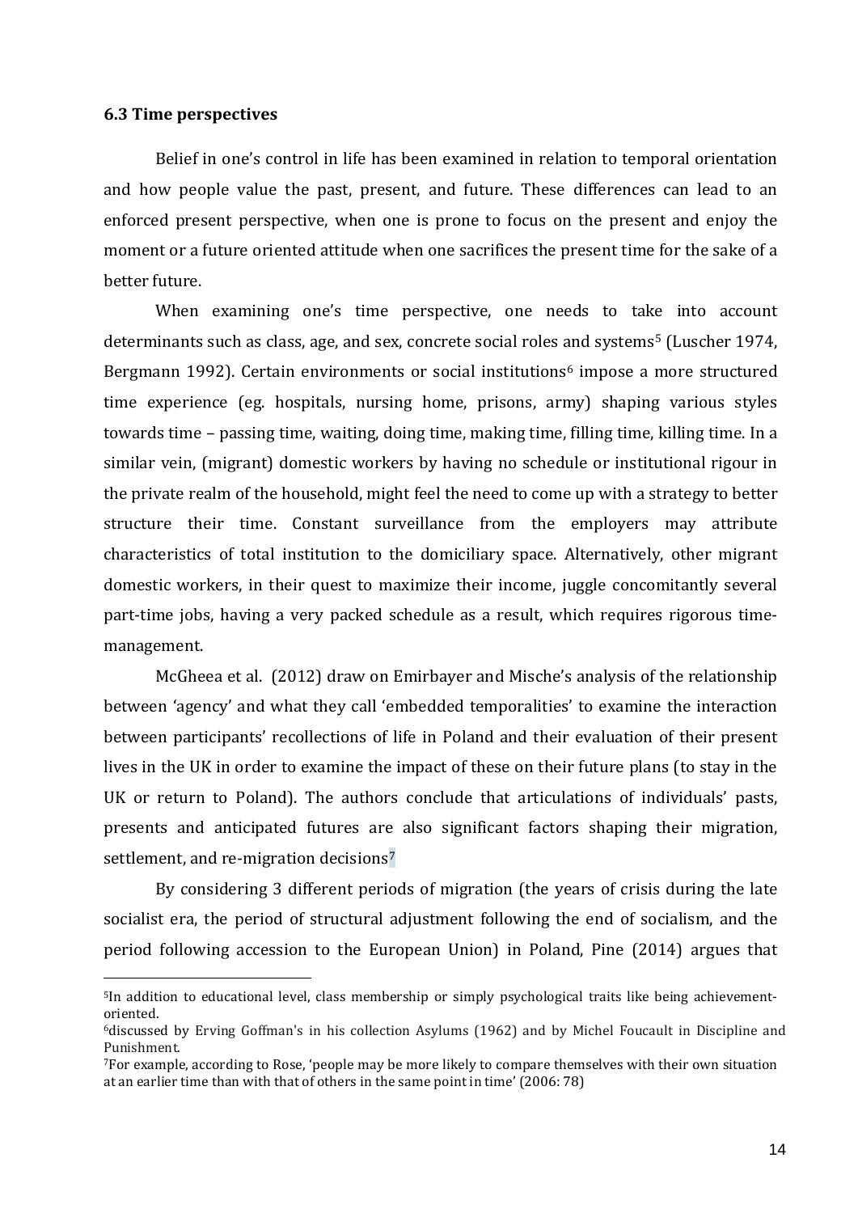### 6.3 Time perspectives

Belief in one's control in life has been examined in relation to temporal orientation and how people value the past, present, and future. These differences can lead to an enforced present perspective, when one is prone to focus on the present and enjoy the moment or a future oriented attitude when one sacrifices the present time for the sake of a better future.

When examining one's time perspective, one needs to take into account determinants such as class, age, and sex, concrete social roles and systems[5] (Luscher 1974, Bergmann 1992). Certain environments or social institutions[6] impose a more structured time experience (eg. hospitals, nursing home, prisons, army) shaping various styles towards time – passing time, waiting, doing time, making time, filling time, killing time. In a similar vein, (migrant) domestic workers by having no schedule or institutional rigour in the private realm of the household, might feel the need to come up with a strategy to better structure their time. Constant surveillance from the employers may attribute characteristics of total institution to the domiciliary space. Alternatively, other migrant domestic workers, in their quest to maximize their income, juggle concomitantly several part-time jobs, having a very packed schedule as a result, which requires rigorous time-management.

McGheea et al. (2012) draw on Emirbayer and Mische's analysis of the relationship between 'agency' and what they call 'embedded temporalities' to examine the interaction between participants' recollections of life in Poland and their evaluation of their present lives in the UK in order to examine the impact of these on their future plans (to stay in the UK or return to Poland). The authors conclude that articulations of individuals' pasts, presents and anticipated futures are also significant factors shaping their migration, settlement, and re-migration decisions[7]

By considering 3 different periods of migration (the years of crisis during the late socialist era, the period of structural adjustment following the end of socialism, and the period following accession to the European Union) in Poland, Pine (2014) argues that

---

[5] In addition to educational level, class membership or simply psychological traits like being achievement-oriented.

[6] discussed by Erving Goffman's in his collection Asylums (1962) and by Michel Foucault in Discipline and Punishment.

[7] For example, according to Rose, 'people may be more likely to compare themselves with their own situation at an earlier time than with that of others in the same point in time' (2006: 78)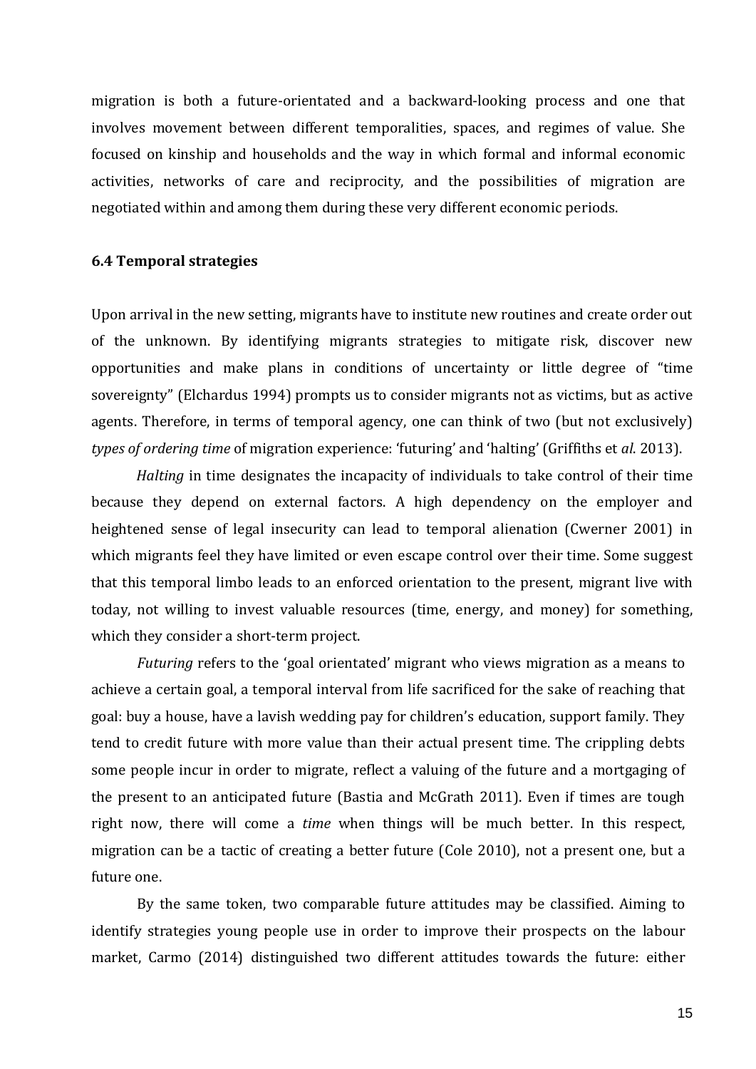migration is both a future-orientated and a backward-looking process and one that involves movement between different temporalities, spaces, and regimes of value. She focused on kinship and households and the way in which formal and informal economic activities, networks of care and reciprocity, and the possibilities of migration are negotiated within and among them during these very different economic periods.

### 6.4 Temporal strategies

Upon arrival in the new setting, migrants have to institute new routines and create order out of the unknown. By identifying migrants strategies to mitigate risk, discover new opportunities and make plans in conditions of uncertainty or little degree of "time sovereignty" (Elchardus 1994) prompts us to consider migrants not as victims, but as active agents. Therefore, in terms of temporal agency, one can think of two (but not exclusively) *types of ordering time* of migration experience: 'futuring' and 'halting' (Griffiths et *al*. 2013).

*Halting* in time designates the incapacity of individuals to take control of their time because they depend on external factors. A high dependency on the employer and heightened sense of legal insecurity can lead to temporal alienation (Cwerner 2001) in which migrants feel they have limited or even escape control over their time. Some suggest that this temporal limbo leads to an enforced orientation to the present, migrant live with today, not willing to invest valuable resources (time, energy, and money) for something, which they consider a short-term project.

*Futuring* refers to the 'goal orientated' migrant who views migration as a means to achieve a certain goal, a temporal interval from life sacrificed for the sake of reaching that goal: buy a house, have a lavish wedding pay for children's education, support family. They tend to credit future with more value than their actual present time. The crippling debts some people incur in order to migrate, reflect a valuing of the future and a mortgaging of the present to an anticipated future (Bastia and McGrath 2011). Even if times are tough right now, there will come a *time* when things will be much better. In this respect, migration can be a tactic of creating a better future (Cole 2010), not a present one, but a future one.

By the same token, two comparable future attitudes may be classified. Aiming to identify strategies young people use in order to improve their prospects on the labour market, Carmo (2014) distinguished two different attitudes towards the future: either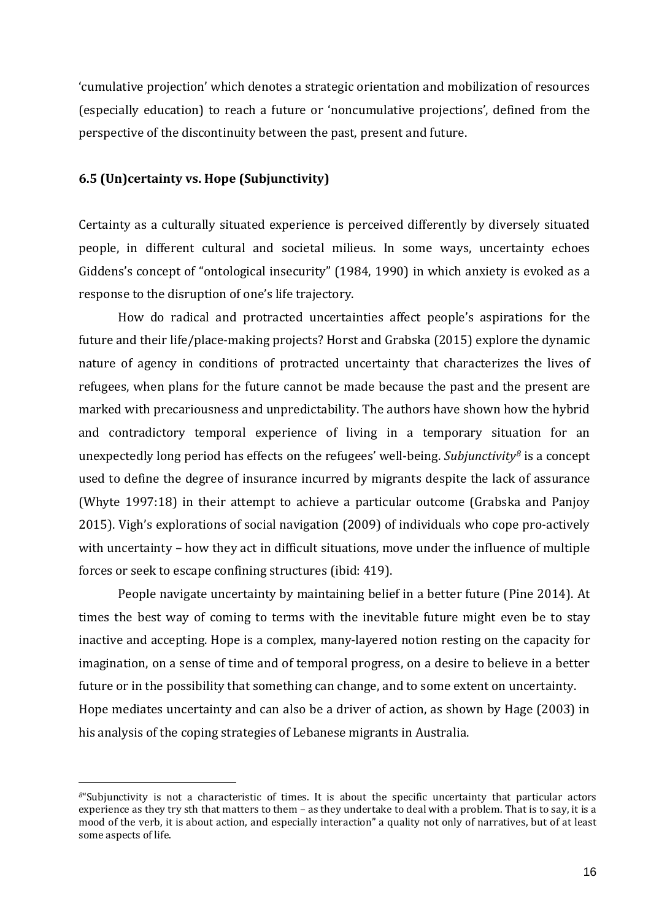'cumulative projection' which denotes a strategic orientation and mobilization of resources (especially education) to reach a future or 'noncumulative projections', defined from the perspective of the discontinuity between the past, present and future.

### 6.5 (Un)certainty vs. Hope (Subjunctivity)

Certainty as a culturally situated experience is perceived differently by diversely situated people, in different cultural and societal milieus. In some ways, uncertainty echoes Giddens's concept of "ontological insecurity" (1984, 1990) in which anxiety is evoked as a response to the disruption of one's life trajectory.

How do radical and protracted uncertainties affect people's aspirations for the future and their life/place-making projects? Horst and Grabska (2015) explore the dynamic nature of agency in conditions of protracted uncertainty that characterizes the lives of refugees, when plans for the future cannot be made because the past and the present are marked with precariousness and unpredictability. The authors have shown how the hybrid and contradictory temporal experience of living in a temporary situation for an unexpectedly long period has effects on the refugees' well-being. *Subjunctivity*[8] is a concept used to define the degree of insurance incurred by migrants despite the lack of assurance (Whyte 1997:18) in their attempt to achieve a particular outcome (Grabska and Panjoy 2015). Vigh's explorations of social navigation (2009) of individuals who cope pro-actively with uncertainty – how they act in difficult situations, move under the influence of multiple forces or seek to escape confining structures (ibid: 419).

People navigate uncertainty by maintaining belief in a better future (Pine 2014). At times the best way of coming to terms with the inevitable future might even be to stay inactive and accepting. Hope is a complex, many-layered notion resting on the capacity for imagination, on a sense of time and of temporal progress, on a desire to believe in a better future or in the possibility that something can change, and to some extent on uncertainty.
Hope mediates uncertainty and can also be a driver of action, as shown by Hage (2003) in his analysis of the coping strategies of Lebanese migrants in Australia.

---

[8]"Subjunctivity is not a characteristic of times. It is about the specific uncertainty that particular actors experience as they try sth that matters to them – as they undertake to deal with a problem. That is to say, it is a mood of the verb, it is about action, and especially interaction" a quality not only of narratives, but of at least some aspects of life.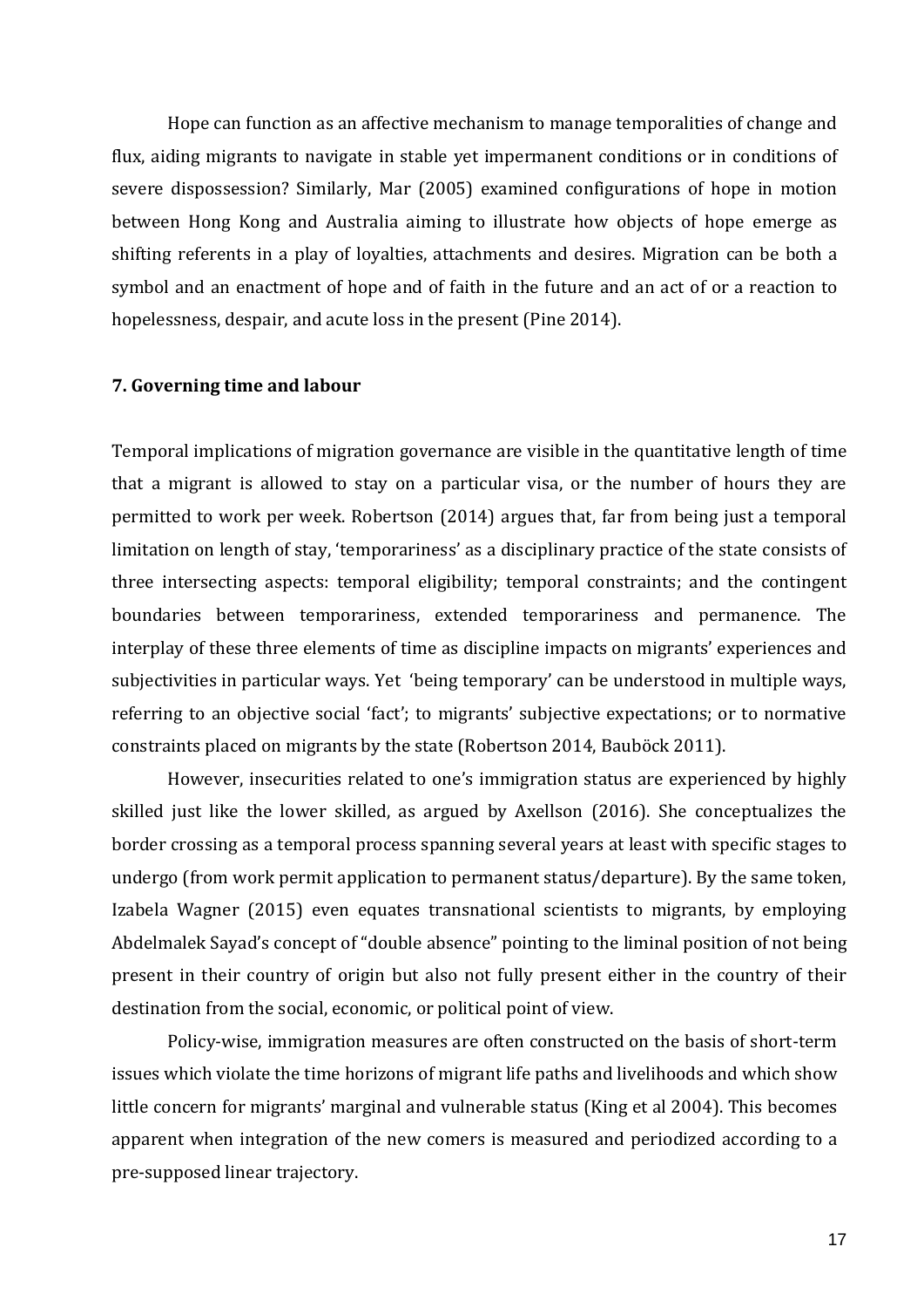Hope can function as an affective mechanism to manage temporalities of change and flux, aiding migrants to navigate in stable yet impermanent conditions or in conditions of severe dispossession? Similarly, Mar (2005) examined configurations of hope in motion between Hong Kong and Australia aiming to illustrate how objects of hope emerge as shifting referents in a play of loyalties, attachments and desires. Migration can be both a symbol and an enactment of hope and of faith in the future and an act of or a reaction to hopelessness, despair, and acute loss in the present (Pine 2014).

### 7. Governing time and labour

Temporal implications of migration governance are visible in the quantitative length of time that a migrant is allowed to stay on a particular visa, or the number of hours they are permitted to work per week. Robertson (2014) argues that, far from being just a temporal limitation on length of stay, 'temporariness' as a disciplinary practice of the state consists of three intersecting aspects: temporal eligibility; temporal constraints; and the contingent boundaries between temporariness, extended temporariness and permanence. The interplay of these three elements of time as discipline impacts on migrants' experiences and subjectivities in particular ways. Yet 'being temporary' can be understood in multiple ways, referring to an objective social 'fact'; to migrants' subjective expectations; or to normative constraints placed on migrants by the state (Robertson 2014, Bauböck 2011).

However, insecurities related to one's immigration status are experienced by highly skilled just like the lower skilled, as argued by Axellson (2016). She conceptualizes the border crossing as a temporal process spanning several years at least with specific stages to undergo (from work permit application to permanent status/departure). By the same token, Izabela Wagner (2015) even equates transnational scientists to migrants, by employing Abdelmalek Sayad's concept of "double absence" pointing to the liminal position of not being present in their country of origin but also not fully present either in the country of their destination from the social, economic, or political point of view.

Policy-wise, immigration measures are often constructed on the basis of short-term issues which violate the time horizons of migrant life paths and livelihoods and which show little concern for migrants' marginal and vulnerable status (King et al 2004). This becomes apparent when integration of the new comers is measured and periodized according to a pre-supposed linear trajectory.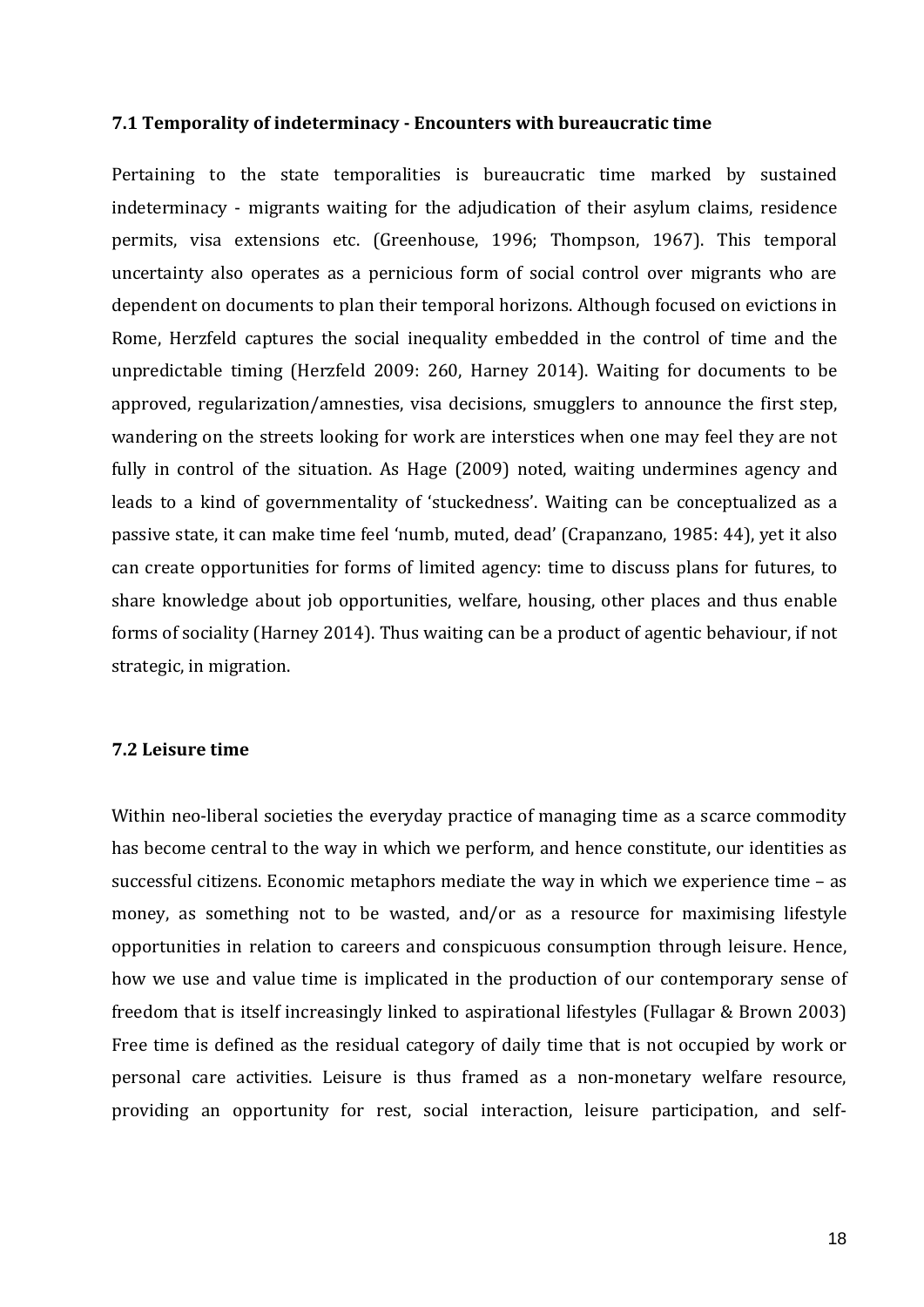### 7.1 Temporality of indeterminacy - Encounters with bureaucratic time

Pertaining to the state temporalities is bureaucratic time marked by sustained indeterminacy - migrants waiting for the adjudication of their asylum claims, residence permits, visa extensions etc. (Greenhouse, 1996; Thompson, 1967). This temporal uncertainty also operates as a pernicious form of social control over migrants who are dependent on documents to plan their temporal horizons. Although focused on evictions in Rome, Herzfeld captures the social inequality embedded in the control of time and the unpredictable timing (Herzfeld 2009: 260, Harney 2014). Waiting for documents to be approved, regularization/amnesties, visa decisions, smugglers to announce the first step, wandering on the streets looking for work are interstices when one may feel they are not fully in control of the situation. As Hage (2009) noted, waiting undermines agency and leads to a kind of governmentality of 'stuckedness'. Waiting can be conceptualized as a passive state, it can make time feel 'numb, muted, dead' (Crapanzano, 1985: 44), yet it also can create opportunities for forms of limited agency: time to discuss plans for futures, to share knowledge about job opportunities, welfare, housing, other places and thus enable forms of sociality (Harney 2014). Thus waiting can be a product of agentic behaviour, if not strategic, in migration.

### 7.2 Leisure time

Within neo-liberal societies the everyday practice of managing time as a scarce commodity has become central to the way in which we perform, and hence constitute, our identities as successful citizens. Economic metaphors mediate the way in which we experience time – as money, as something not to be wasted, and/or as a resource for maximising lifestyle opportunities in relation to careers and conspicuous consumption through leisure. Hence, how we use and value time is implicated in the production of our contemporary sense of freedom that is itself increasingly linked to aspirational lifestyles (Fullagar & Brown 2003) Free time is defined as the residual category of daily time that is not occupied by work or personal care activities. Leisure is thus framed as a non-monetary welfare resource, providing an opportunity for rest, social interaction, leisure participation, and self-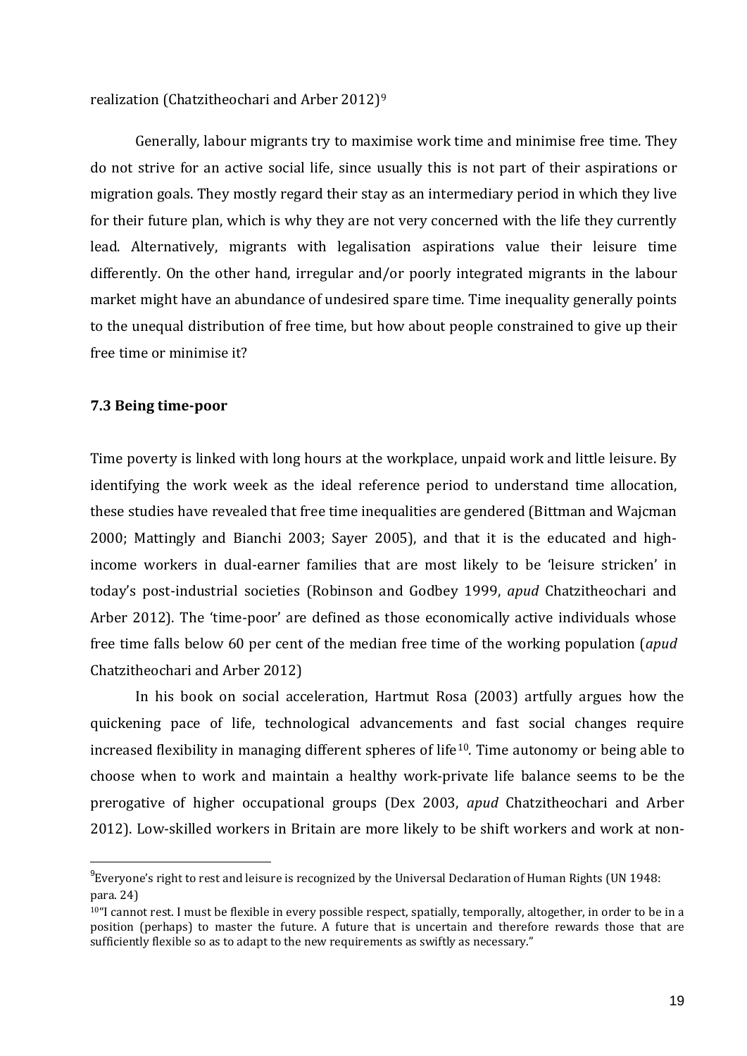realization (Chatzitheochari and Arber 2012)[9]

Generally, labour migrants try to maximise work time and minimise free time. They do not strive for an active social life, since usually this is not part of their aspirations or migration goals. They mostly regard their stay as an intermediary period in which they live for their future plan, which is why they are not very concerned with the life they currently lead. Alternatively, migrants with legalisation aspirations value their leisure time differently. On the other hand, irregular and/or poorly integrated migrants in the labour market might have an abundance of undesired spare time. Time inequality generally points to the unequal distribution of free time, but how about people constrained to give up their free time or minimise it?

### 7.3 Being time-poor

Time poverty is linked with long hours at the workplace, unpaid work and little leisure. By identifying the work week as the ideal reference period to understand time allocation, these studies have revealed that free time inequalities are gendered (Bittman and Wajcman 2000; Mattingly and Bianchi 2003; Sayer 2005), and that it is the educated and high-income workers in dual-earner families that are most likely to be 'leisure stricken' in today's post-industrial societies (Robinson and Godbey 1999, *apud* Chatzitheochari and Arber 2012). The 'time-poor' are defined as those economically active individuals whose free time falls below 60 per cent of the median free time of the working population (*apud* Chatzitheochari and Arber 2012)

In his book on social acceleration, Hartmut Rosa (2003) artfully argues how the quickening pace of life, technological advancements and fast social changes require increased flexibility in managing different spheres of life[10]. Time autonomy or being able to choose when to work and maintain a healthy work-private life balance seems to be the prerogative of higher occupational groups (Dex 2003, *apud* Chatzitheochari and Arber 2012). Low-skilled workers in Britain are more likely to be shift workers and work at non-

---

[9] Everyone's right to rest and leisure is recognized by the Universal Declaration of Human Rights (UN 1948: para. 24)

[10] "I cannot rest. I must be flexible in every possible respect, spatially, temporally, altogether, in order to be in a position (perhaps) to master the future. A future that is uncertain and therefore rewards those that are sufficiently flexible so as to adapt to the new requirements as swiftly as necessary."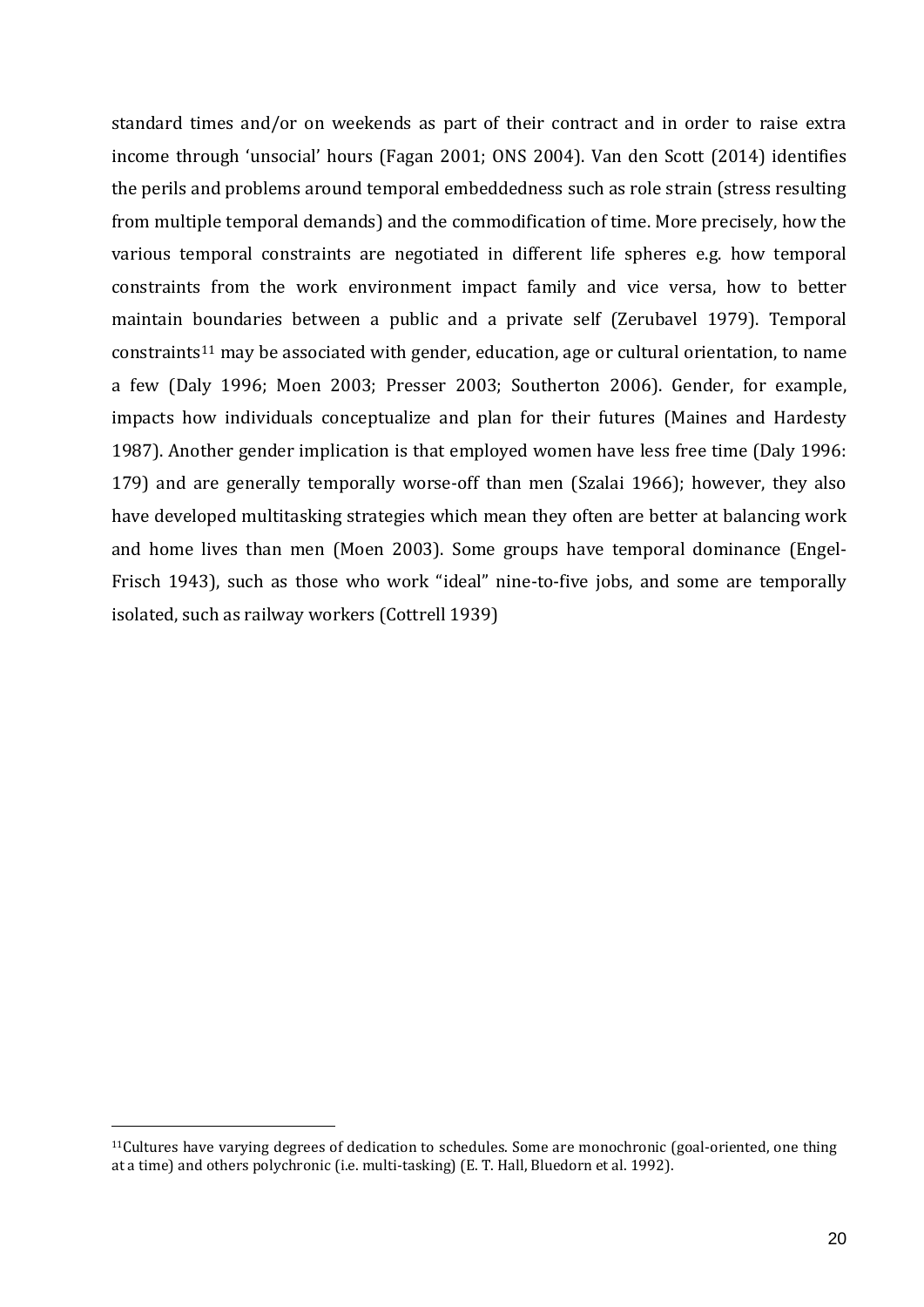standard times and/or on weekends as part of their contract and in order to raise extra income through 'unsocial' hours (Fagan 2001; ONS 2004). Van den Scott (2014) identifies the perils and problems around temporal embeddedness such as role strain (stress resulting from multiple temporal demands) and the commodification of time. More precisely, how the various temporal constraints are negotiated in different life spheres e.g. how temporal constraints from the work environment impact family and vice versa, how to better maintain boundaries between a public and a private self (Zerubavel 1979). Temporal constraints[11] may be associated with gender, education, age or cultural orientation, to name a few (Daly 1996; Moen 2003; Presser 2003; Southerton 2006). Gender, for example, impacts how individuals conceptualize and plan for their futures (Maines and Hardesty 1987). Another gender implication is that employed women have less free time (Daly 1996: 179) and are generally temporally worse-off than men (Szalai 1966); however, they also have developed multitasking strategies which mean they often are better at balancing work and home lives than men (Moen 2003). Some groups have temporal dominance (Engel-Frisch 1943), such as those who work "ideal" nine-to-five jobs, and some are temporally isolated, such as railway workers (Cottrell 1939)

[11]Cultures have varying degrees of dedication to schedules. Some are monochronic (goal-oriented, one thing at a time) and others polychronic (i.e. multi-tasking) (E. T. Hall, Bluedorn et al. 1992).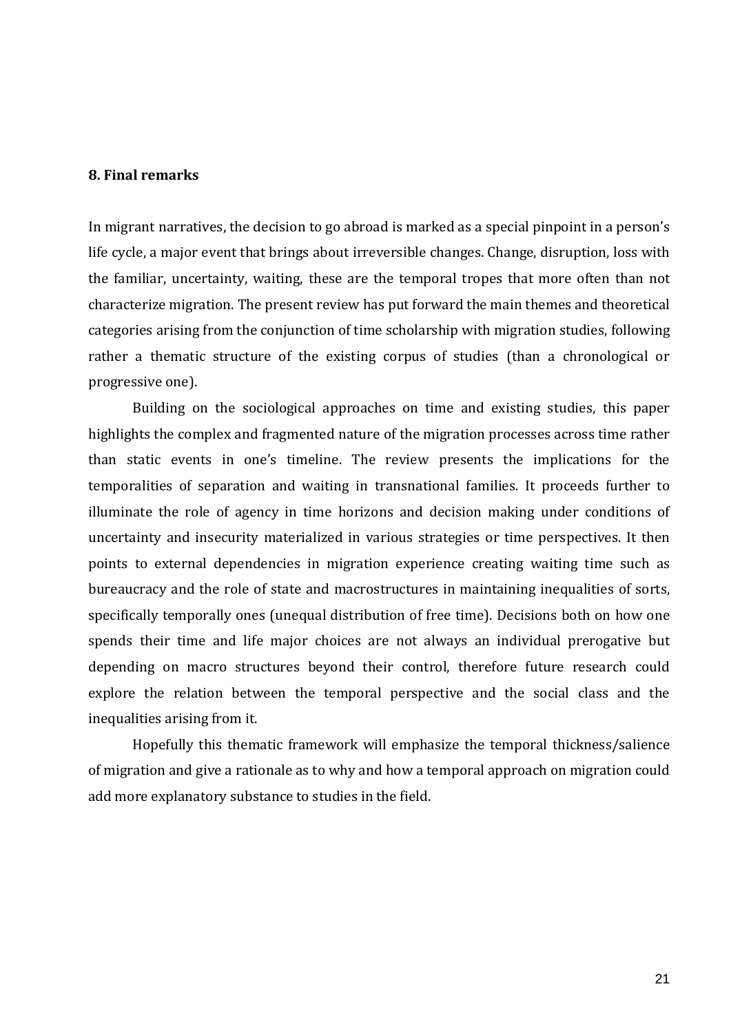## 8. Final remarks

In migrant narratives, the decision to go abroad is marked as a special pinpoint in a person's life cycle, a major event that brings about irreversible changes. Change, disruption, loss with the familiar, uncertainty, waiting, these are the temporal tropes that more often than not characterize migration. The present review has put forward the main themes and theoretical categories arising from the conjunction of time scholarship with migration studies, following rather a thematic structure of the existing corpus of studies (than a chronological or progressive one).

Building on the sociological approaches on time and existing studies, this paper highlights the complex and fragmented nature of the migration processes across time rather than static events in one's timeline. The review presents the implications for the temporalities of separation and waiting in transnational families. It proceeds further to illuminate the role of agency in time horizons and decision making under conditions of uncertainty and insecurity materialized in various strategies or time perspectives. It then points to external dependencies in migration experience creating waiting time such as bureaucracy and the role of state and macrostructures in maintaining inequalities of sorts, specifically temporally ones (unequal distribution of free time). Decisions both on how one spends their time and life major choices are not always an individual prerogative but depending on macro structures beyond their control, therefore future research could explore the relation between the temporal perspective and the social class and the inequalities arising from it.

Hopefully this thematic framework will emphasize the temporal thickness/salience of migration and give a rationale as to why and how a temporal approach on migration could add more explanatory substance to studies in the field.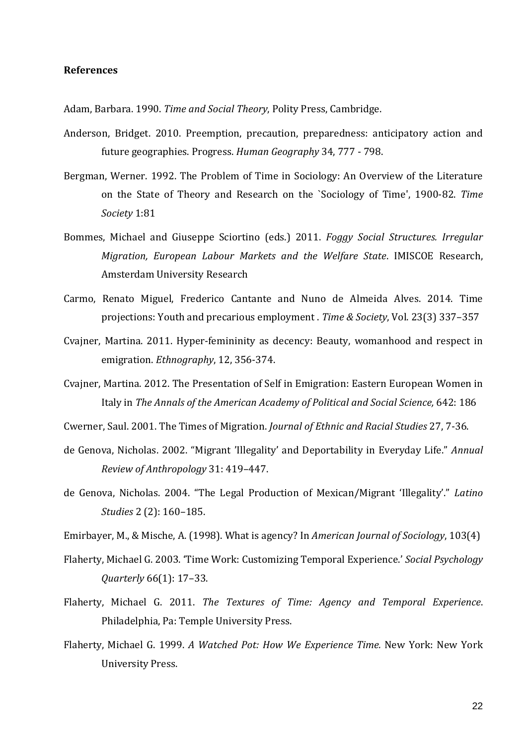**References**

Adam, Barbara. 1990. *Time and Social Theory*, Polity Press, Cambridge.

Anderson, Bridget. 2010. Preemption, precaution, preparedness: anticipatory action and future geographies. Progress. *Human Geography* 34, 777 - 798.

Bergman, Werner. 1992. The Problem of Time in Sociology: An Overview of the Literature on the State of Theory and Research on the `Sociology of Time', 1900-82. *Time Society* 1:81

Bommes, Michael and Giuseppe Sciortino (eds.) 2011. *Foggy Social Structures. Irregular Migration, European Labour Markets and the Welfare State*. IMISCOE Research, Amsterdam University Research

Carmo, Renato Miguel, Frederico Cantante and Nuno de Almeida Alves. 2014. Time projections: Youth and precarious employment . *Time & Society*, Vol. 23(3) 337–357

Cvajner, Martina. 2011. Hyper-femininity as decency: Beauty, womanhood and respect in emigration. *Ethnography*, 12, 356-374.

Cvajner, Martina. 2012. The Presentation of Self in Emigration: Eastern European Women in Italy in *The Annals of the American Academy of Political and Social Science,* 642: 186

Cwerner, Saul. 2001. The Times of Migration. *Journal of Ethnic and Racial Studies* 27, 7-36.

de Genova, Nicholas. 2002. "Migrant 'Illegality' and Deportability in Everyday Life." *Annual Review of Anthropology* 31: 419–447.

de Genova, Nicholas. 2004. "The Legal Production of Mexican/Migrant 'Illegality'." *Latino Studies* 2 (2): 160–185.

Emirbayer, M., & Mische, A. (1998). What is agency? In *American Journal of Sociology*, 103(4)

Flaherty, Michael G. 2003. 'Time Work: Customizing Temporal Experience.' *Social Psychology Quarterly* 66(1): 17–33.

Flaherty, Michael G. 2011. *The Textures of Time: Agency and Temporal Experience*. Philadelphia, Pa: Temple University Press.

Flaherty, Michael G. 1999. *A Watched Pot: How We Experience Time.* New York: New York University Press.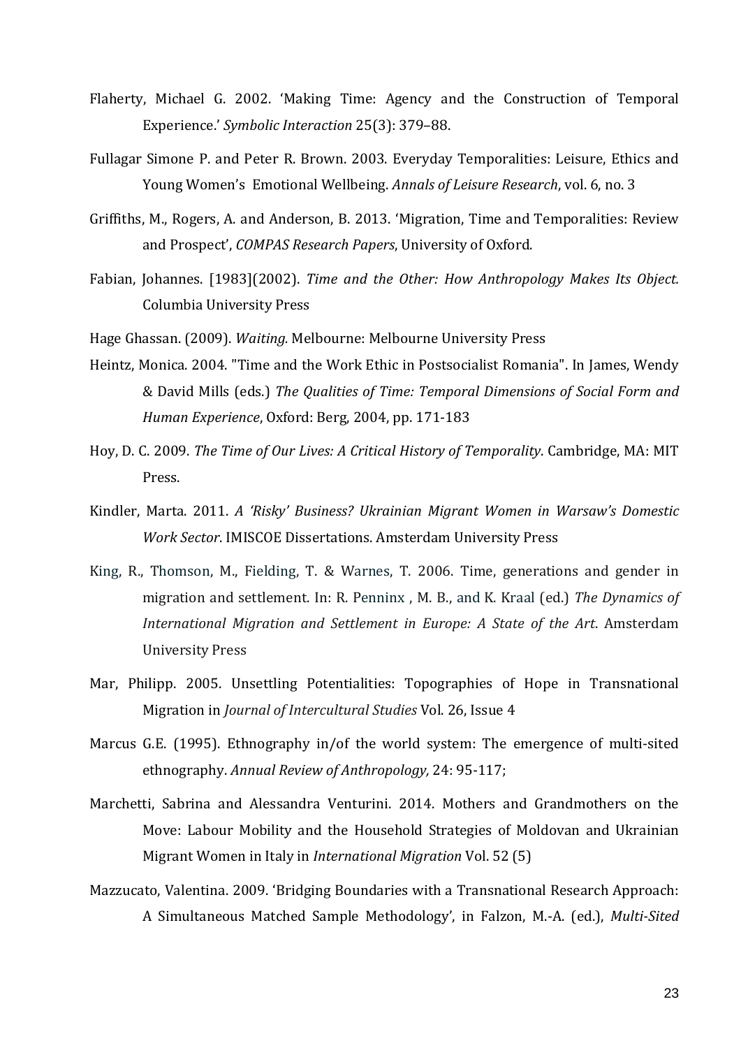Flaherty, Michael G. 2002. 'Making Time: Agency and the Construction of Temporal Experience.' *Symbolic Interaction* 25(3): 379–88.

Fullagar Simone P. and Peter R. Brown. 2003. Everyday Temporalities: Leisure, Ethics and Young Women's Emotional Wellbeing. *Annals of Leisure Research*, vol. 6, no. 3

Griffiths, M., Rogers, A. and Anderson, B. 2013. 'Migration, Time and Temporalities: Review and Prospect', *COMPAS Research Papers*, University of Oxford.

Fabian, Johannes. [1983](2002). *Time and the Other: How Anthropology Makes Its Object.* Columbia University Press

Hage Ghassan. (2009). *Waiting.* Melbourne: Melbourne University Press

Heintz, Monica. 2004. "Time and the Work Ethic in Postsocialist Romania". In James, Wendy & David Mills (eds.) *The Qualities of Time: Temporal Dimensions of Social Form and Human Experience*, Oxford: Berg, 2004, pp. 171-183

Hoy, D. C. 2009. *The Time of Our Lives: A Critical History of Temporality*. Cambridge, MA: MIT Press.

Kindler, Marta. 2011. *A 'Risky' Business? Ukrainian Migrant Women in Warsaw's Domestic Work Sector*. IMISCOE Dissertations. Amsterdam University Press

King, R., Thomson, M., Fielding, T. & Warnes, T. 2006. Time, generations and gender in migration and settlement. In: R. Penninx , M. B., and K. Kraal (ed.) *The Dynamics of International Migration and Settlement in Europe: A State of the Art*. Amsterdam University Press

Mar, Philipp. 2005. Unsettling Potentialities: Topographies of Hope in Transnational Migration in *Journal of Intercultural Studies* Vol. 26, Issue 4

Marcus G.E. (1995). Ethnography in/of the world system: The emergence of multi-sited ethnography. *Annual Review of Anthropology,* 24: 95-117;

Marchetti, Sabrina and Alessandra Venturini. 2014. Mothers and Grandmothers on the Move: Labour Mobility and the Household Strategies of Moldovan and Ukrainian Migrant Women in Italy in *International Migration* Vol. 52 (5)

Mazzucato, Valentina. 2009. 'Bridging Boundaries with a Transnational Research Approach: A Simultaneous Matched Sample Methodology', in Falzon, M.-A. (ed.), *Multi-Sited*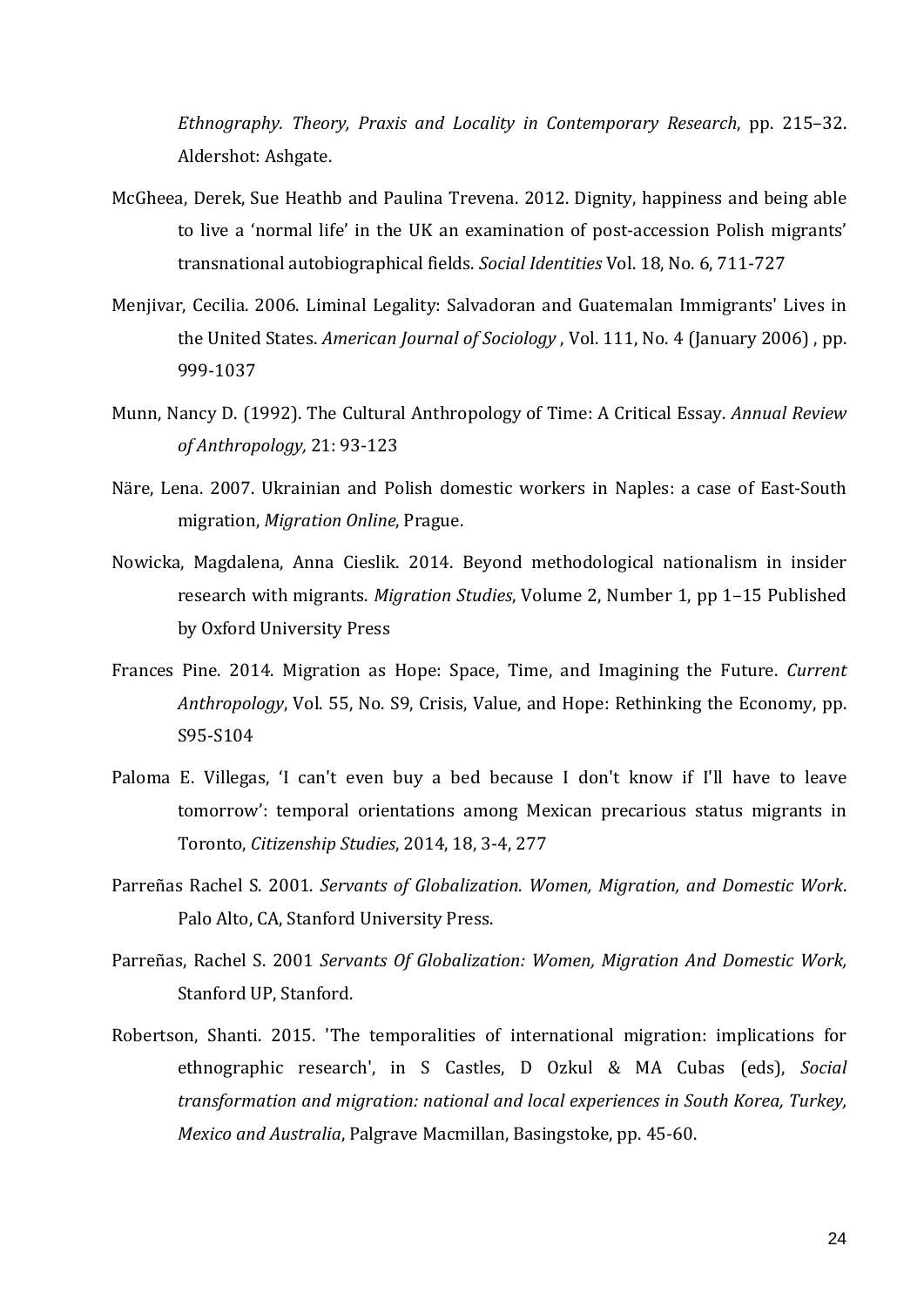*Ethnography. Theory, Praxis and Locality in Contemporary Research*, pp. 215–32. Aldershot: Ashgate.

McGheea, Derek, Sue Heathb and Paulina Trevena. 2012. Dignity, happiness and being able to live a 'normal life' in the UK an examination of post-accession Polish migrants' transnational autobiographical fields. *Social Identities* Vol. 18, No. 6, 711-727

Menjivar, Cecilia. 2006. Liminal Legality: Salvadoran and Guatemalan Immigrants' Lives in the United States. *American Journal of Sociology* , Vol. 111, No. 4 (January 2006) , pp. 999-1037

Munn, Nancy D. (1992). The Cultural Anthropology of Time: A Critical Essay. *Annual Review of Anthropology,* 21: 93-123

Näre, Lena. 2007. Ukrainian and Polish domestic workers in Naples: a case of East-South migration, *Migration Online*, Prague.

Nowicka, Magdalena, Anna Cieslik. 2014. Beyond methodological nationalism in insider research with migrants. *Migration Studies*, Volume 2, Number 1, pp 1–15 Published by Oxford University Press

Frances Pine. 2014. Migration as Hope: Space, Time, and Imagining the Future. *Current Anthropology*, Vol. 55, No. S9, Crisis, Value, and Hope: Rethinking the Economy, pp. S95-S104

Paloma E. Villegas, 'I can't even buy a bed because I don't know if I'll have to leave tomorrow': temporal orientations among Mexican precarious status migrants in Toronto, *Citizenship Studies*, 2014, 18, 3-4, 277

Parreñas Rachel S. 2001. *Servants of Globalization. Women, Migration, and Domestic Work*. Palo Alto, CA, Stanford University Press.

Parreñas, Rachel S. 2001 *Servants Of Globalization: Women, Migration And Domestic Work,* Stanford UP, Stanford.

Robertson, Shanti. 2015. 'The temporalities of international migration: implications for ethnographic research', in S Castles, D Ozkul & MA Cubas (eds), *Social transformation and migration: national and local experiences in South Korea, Turkey, Mexico and Australia*, Palgrave Macmillan, Basingstoke, pp. 45-60.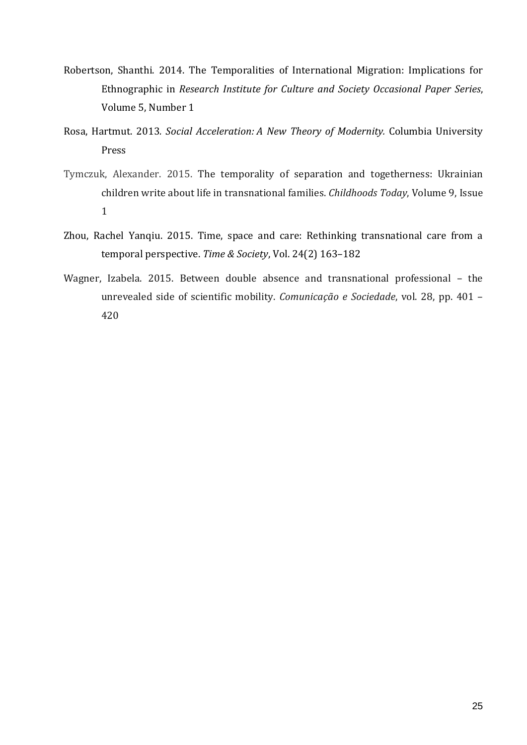Robertson, Shanthi. 2014. The Temporalities of International Migration: Implications for Ethnographic in *Research Institute for Culture and Society Occasional Paper Series*, Volume 5, Number 1

Rosa, Hartmut. 2013. *Social Acceleration: A New Theory of Modernity.* Columbia University Press

Tymczuk, Alexander. 2015. The temporality of separation and togetherness: Ukrainian children write about life in transnational families. *Childhoods Today*, Volume 9, Issue 1

Zhou, Rachel Yanqiu. 2015. Time, space and care: Rethinking transnational care from a temporal perspective. *Time & Society*, Vol. 24(2) 163–182

Wagner, Izabela. 2015. Between double absence and transnational professional – the unrevealed side of scientific mobility. *Comunicação e Sociedade*, vol. 28, pp. 401 – 420